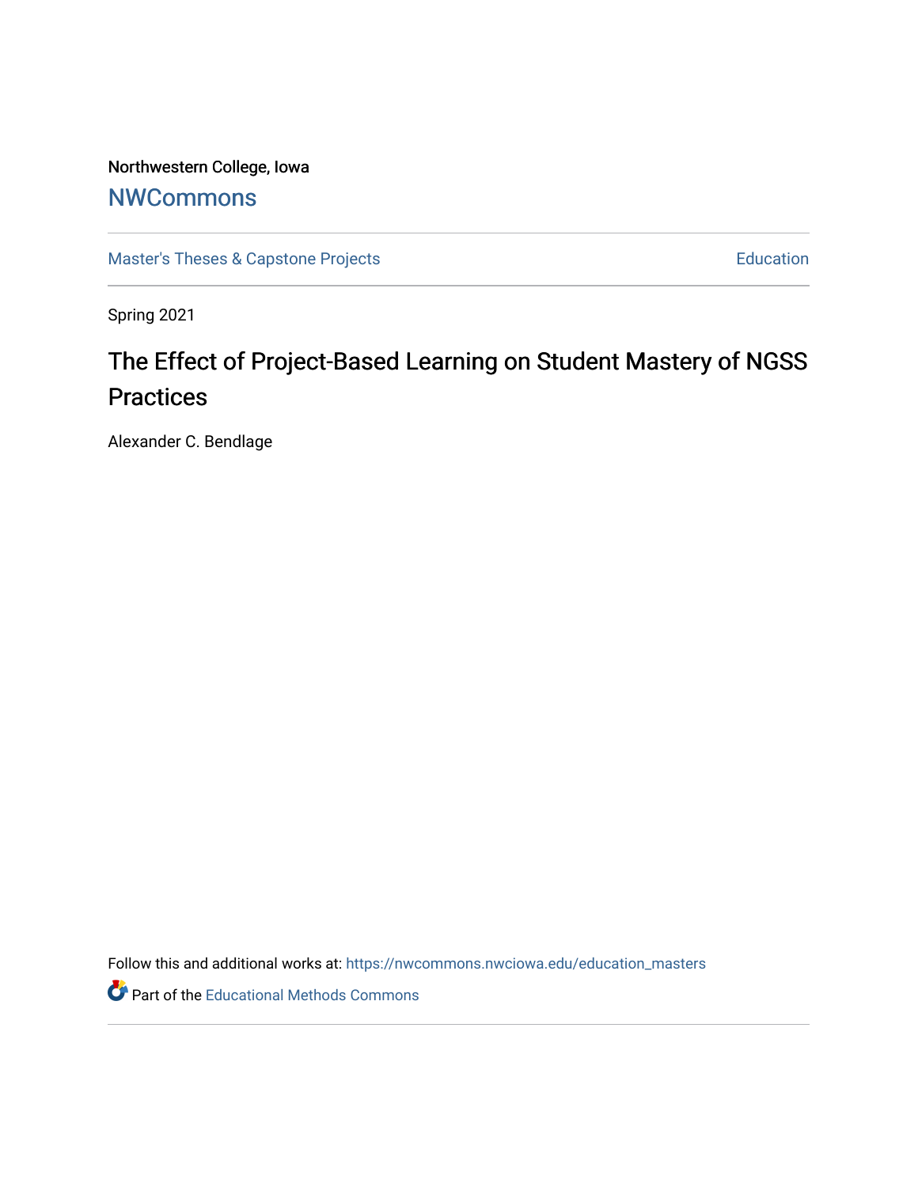Northwestern College, Iowa

## NWCommons

Master's Theses & Capstone Projects

Education

Spring 2021

# The Effect of Project-Based Learning on Student Mastery of NGSS Practices

Alexander C. Bendlage

Follow this and additional works at: https://nwcommons.nwciowa.edu/education_masters

Part of the Educational Methods Commons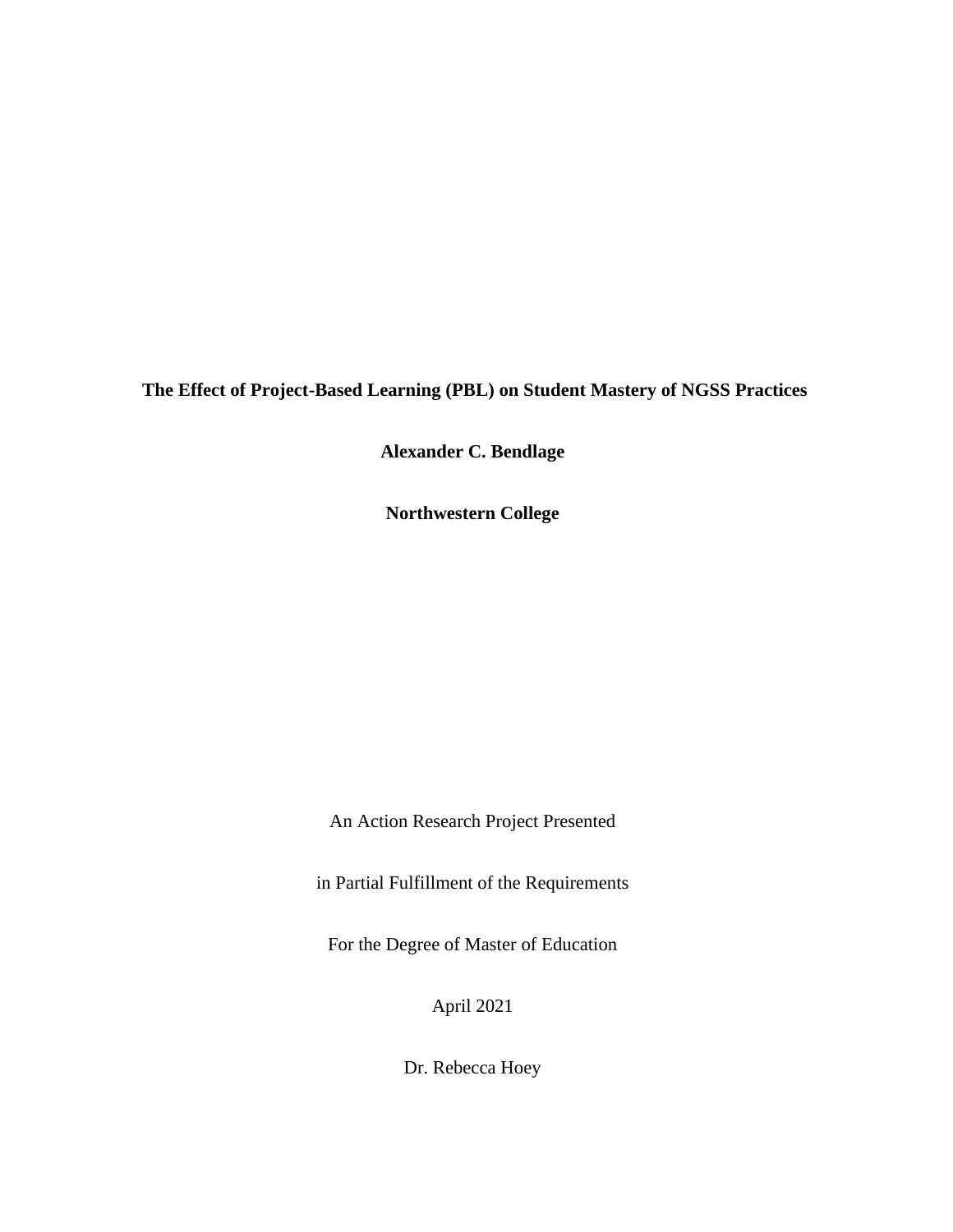**The Effect of Project-Based Learning (PBL) on Student Mastery of NGSS Practices**

**Alexander C. Bendlage**

**Northwestern College**

An Action Research Project Presented

in Partial Fulfillment of the Requirements

For the Degree of Master of Education

April 2021

Dr. Rebecca Hoey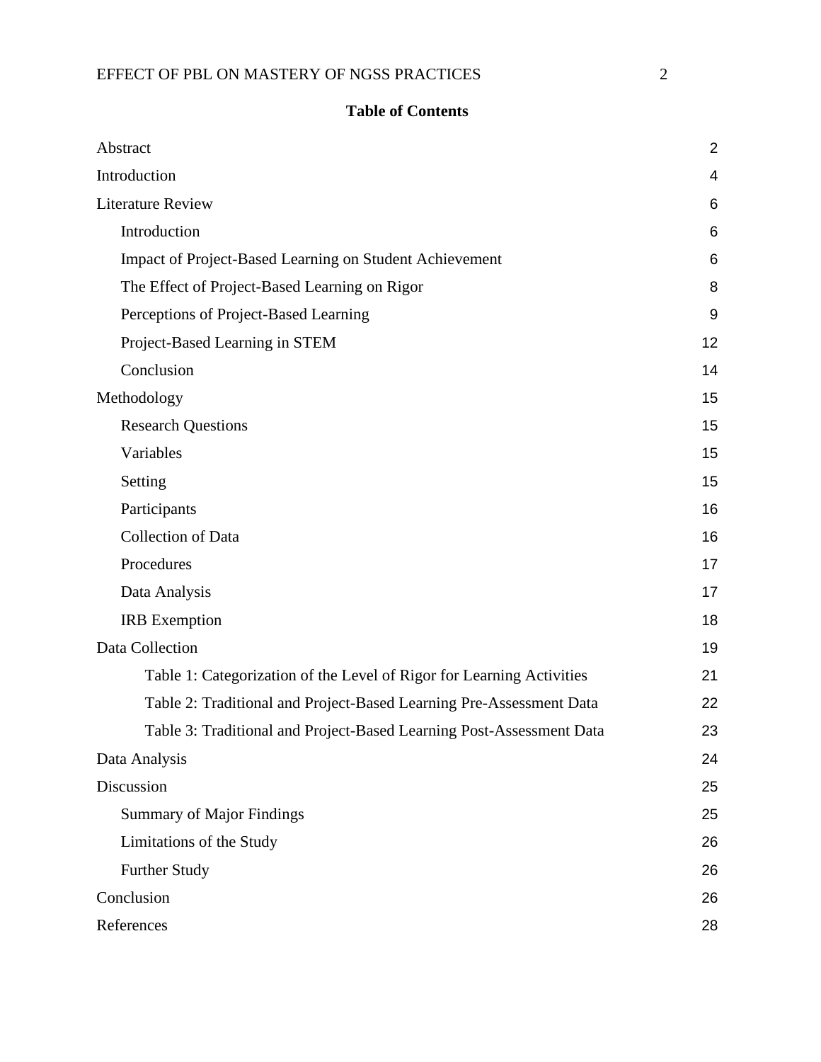**Table of Contents**

Abstract 2

Introduction 4

Literature Review 6

- Introduction 6
- Impact of Project-Based Learning on Student Achievement 6
- The Effect of Project-Based Learning on Rigor 8
- Perceptions of Project-Based Learning 9
- Project-Based Learning in STEM 12
- Conclusion 14

Methodology 15

- Research Questions 15
- Variables 15
- Setting 15
- Participants 16
- Collection of Data 16
- Procedures 17
- Data Analysis 17
- IRB Exemption 18

Data Collection 19

- Table 1: Categorization of the Level of Rigor for Learning Activities 21
- Table 2: Traditional and Project-Based Learning Pre-Assessment Data 22
- Table 3: Traditional and Project-Based Learning Post-Assessment Data 23

Data Analysis 24

Discussion 25

- Summary of Major Findings 25
- Limitations of the Study 26
- Further Study 26

Conclusion 26

References 28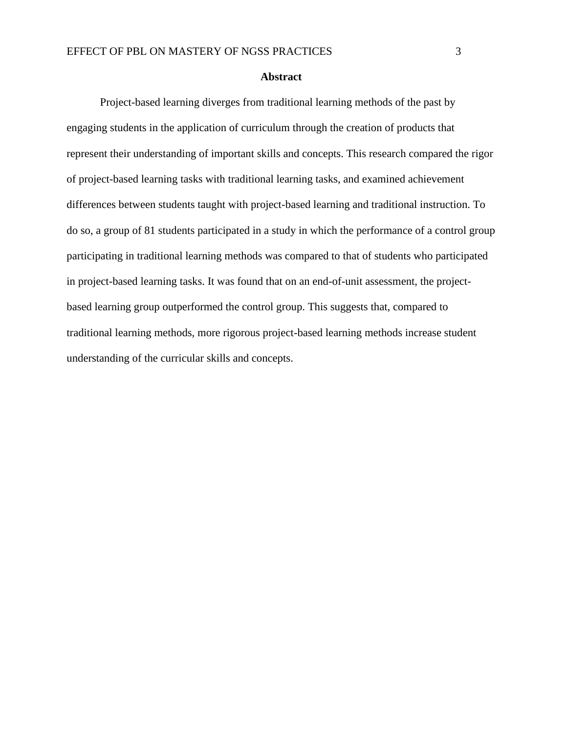# Abstract

Project-based learning diverges from traditional learning methods of the past by engaging students in the application of curriculum through the creation of products that represent their understanding of important skills and concepts. This research compared the rigor of project-based learning tasks with traditional learning tasks, and examined achievement differences between students taught with project-based learning and traditional instruction. To do so, a group of 81 students participated in a study in which the performance of a control group participating in traditional learning methods was compared to that of students who participated in project-based learning tasks. It was found that on an end-of-unit assessment, the project-based learning group outperformed the control group. This suggests that, compared to traditional learning methods, more rigorous project-based learning methods increase student understanding of the curricular skills and concepts.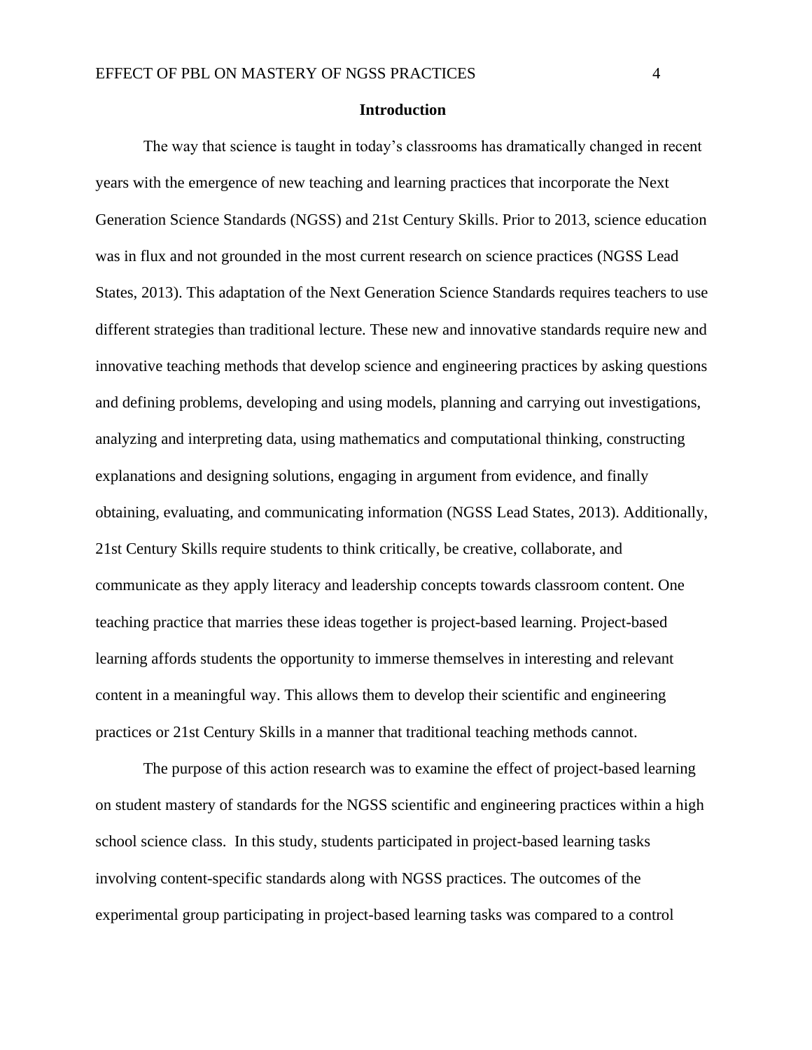# Introduction

The way that science is taught in today's classrooms has dramatically changed in recent years with the emergence of new teaching and learning practices that incorporate the Next Generation Science Standards (NGSS) and 21st Century Skills. Prior to 2013, science education was in flux and not grounded in the most current research on science practices (NGSS Lead States, 2013). This adaptation of the Next Generation Science Standards requires teachers to use different strategies than traditional lecture. These new and innovative standards require new and innovative teaching methods that develop science and engineering practices by asking questions and defining problems, developing and using models, planning and carrying out investigations, analyzing and interpreting data, using mathematics and computational thinking, constructing explanations and designing solutions, engaging in argument from evidence, and finally obtaining, evaluating, and communicating information (NGSS Lead States, 2013). Additionally, 21st Century Skills require students to think critically, be creative, collaborate, and communicate as they apply literacy and leadership concepts towards classroom content. One teaching practice that marries these ideas together is project-based learning. Project-based learning affords students the opportunity to immerse themselves in interesting and relevant content in a meaningful way. This allows them to develop their scientific and engineering practices or 21st Century Skills in a manner that traditional teaching methods cannot.

The purpose of this action research was to examine the effect of project-based learning on student mastery of standards for the NGSS scientific and engineering practices within a high school science class. In this study, students participated in project-based learning tasks involving content-specific standards along with NGSS practices. The outcomes of the experimental group participating in project-based learning tasks was compared to a control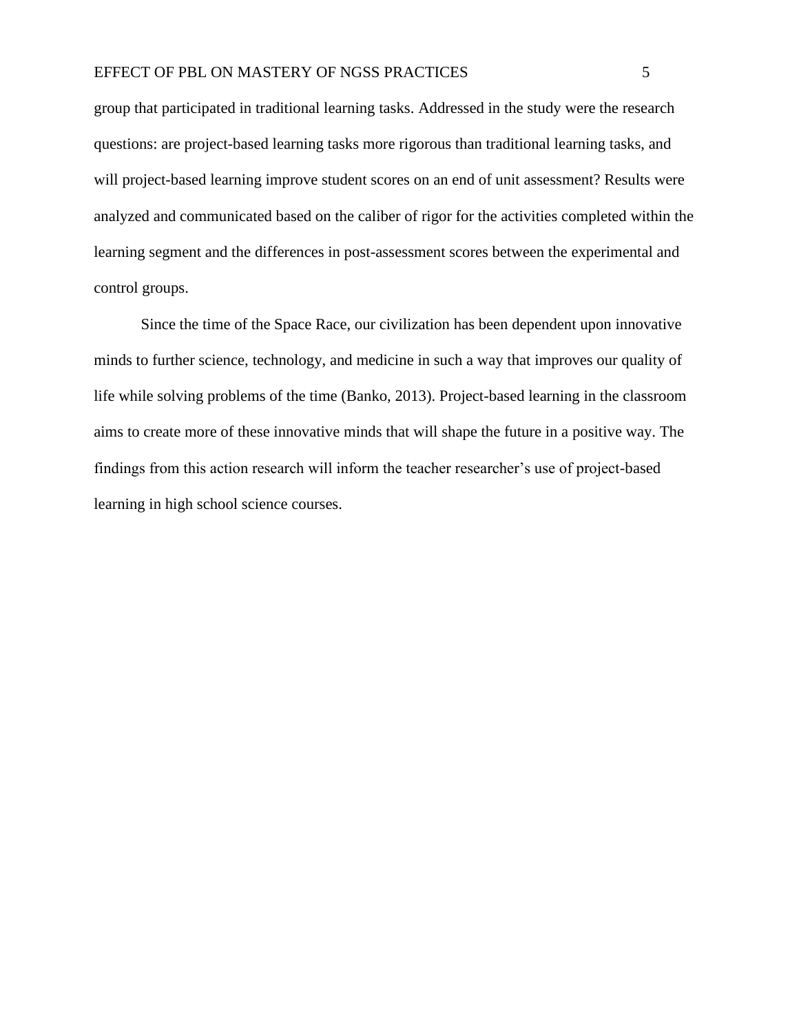group that participated in traditional learning tasks. Addressed in the study were the research questions: are project-based learning tasks more rigorous than traditional learning tasks, and will project-based learning improve student scores on an end of unit assessment? Results were analyzed and communicated based on the caliber of rigor for the activities completed within the learning segment and the differences in post-assessment scores between the experimental and control groups.

Since the time of the Space Race, our civilization has been dependent upon innovative minds to further science, technology, and medicine in such a way that improves our quality of life while solving problems of the time (Banko, 2013). Project-based learning in the classroom aims to create more of these innovative minds that will shape the future in a positive way. The findings from this action research will inform the teacher researcher's use of project-based learning in high school science courses.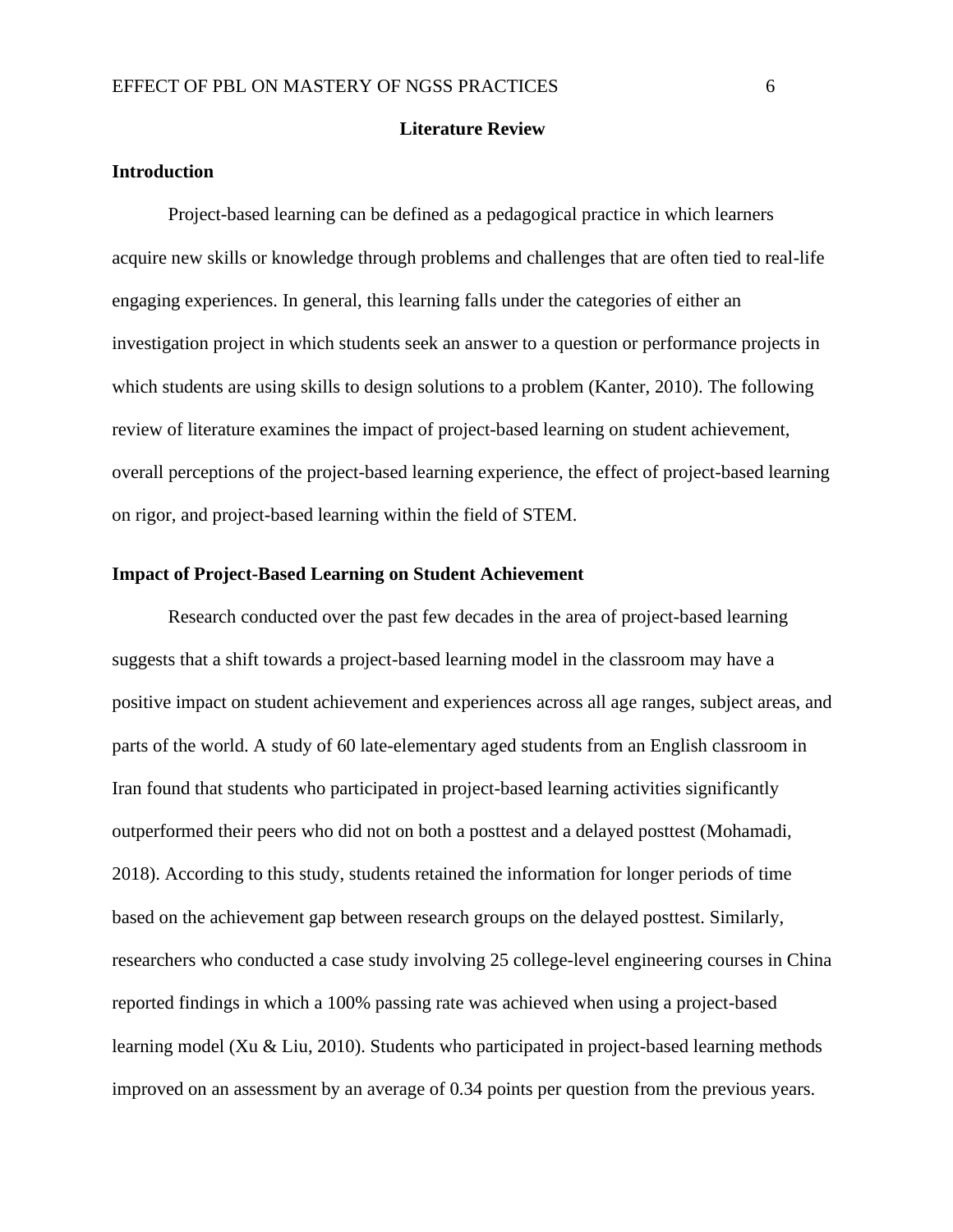## Literature Review

### Introduction

Project-based learning can be defined as a pedagogical practice in which learners acquire new skills or knowledge through problems and challenges that are often tied to real-life engaging experiences. In general, this learning falls under the categories of either an investigation project in which students seek an answer to a question or performance projects in which students are using skills to design solutions to a problem (Kanter, 2010). The following review of literature examines the impact of project-based learning on student achievement, overall perceptions of the project-based learning experience, the effect of project-based learning on rigor, and project-based learning within the field of STEM.

### Impact of Project-Based Learning on Student Achievement

Research conducted over the past few decades in the area of project-based learning suggests that a shift towards a project-based learning model in the classroom may have a positive impact on student achievement and experiences across all age ranges, subject areas, and parts of the world. A study of 60 late-elementary aged students from an English classroom in Iran found that students who participated in project-based learning activities significantly outperformed their peers who did not on both a posttest and a delayed posttest (Mohamadi, 2018). According to this study, students retained the information for longer periods of time based on the achievement gap between research groups on the delayed posttest. Similarly, researchers who conducted a case study involving 25 college-level engineering courses in China reported findings in which a 100% passing rate was achieved when using a project-based learning model (Xu & Liu, 2010). Students who participated in project-based learning methods improved on an assessment by an average of 0.34 points per question from the previous years.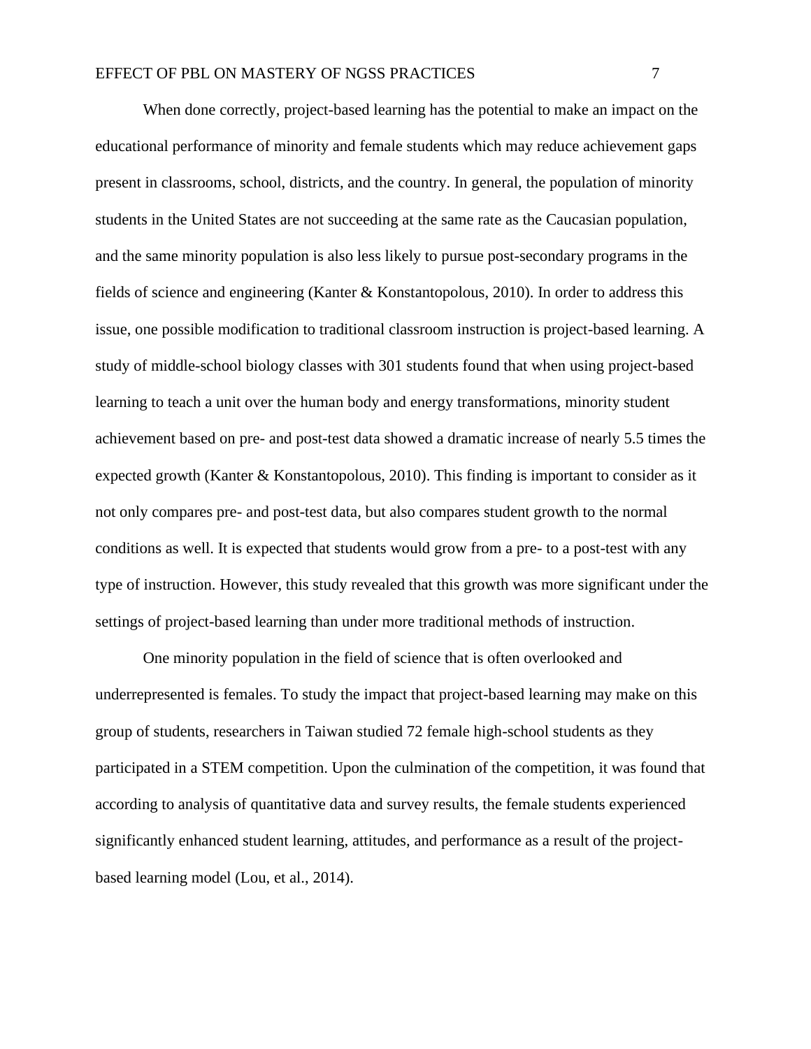When done correctly, project-based learning has the potential to make an impact on the educational performance of minority and female students which may reduce achievement gaps present in classrooms, school, districts, and the country. In general, the population of minority students in the United States are not succeeding at the same rate as the Caucasian population, and the same minority population is also less likely to pursue post-secondary programs in the fields of science and engineering (Kanter & Konstantopolous, 2010). In order to address this issue, one possible modification to traditional classroom instruction is project-based learning. A study of middle-school biology classes with 301 students found that when using project-based learning to teach a unit over the human body and energy transformations, minority student achievement based on pre- and post-test data showed a dramatic increase of nearly 5.5 times the expected growth (Kanter & Konstantopolous, 2010). This finding is important to consider as it not only compares pre- and post-test data, but also compares student growth to the normal conditions as well. It is expected that students would grow from a pre- to a post-test with any type of instruction. However, this study revealed that this growth was more significant under the settings of project-based learning than under more traditional methods of instruction.

One minority population in the field of science that is often overlooked and underrepresented is females. To study the impact that project-based learning may make on this group of students, researchers in Taiwan studied 72 female high-school students as they participated in a STEM competition. Upon the culmination of the competition, it was found that according to analysis of quantitative data and survey results, the female students experienced significantly enhanced student learning, attitudes, and performance as a result of the project-based learning model (Lou, et al., 2014).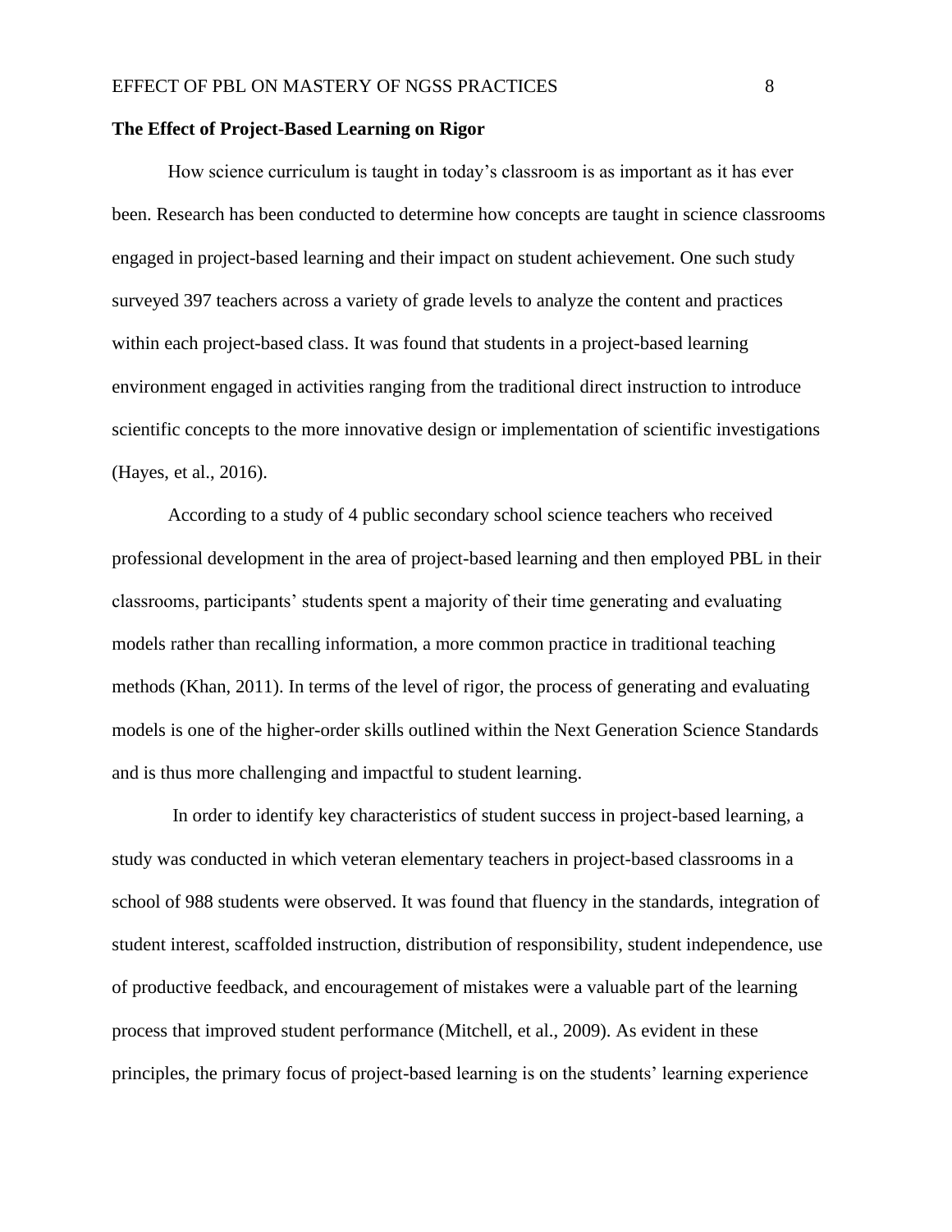**The Effect of Project-Based Learning on Rigor**

How science curriculum is taught in today's classroom is as important as it has ever been. Research has been conducted to determine how concepts are taught in science classrooms engaged in project-based learning and their impact on student achievement. One such study surveyed 397 teachers across a variety of grade levels to analyze the content and practices within each project-based class. It was found that students in a project-based learning environment engaged in activities ranging from the traditional direct instruction to introduce scientific concepts to the more innovative design or implementation of scientific investigations (Hayes, et al., 2016).

According to a study of 4 public secondary school science teachers who received professional development in the area of project-based learning and then employed PBL in their classrooms, participants' students spent a majority of their time generating and evaluating models rather than recalling information, a more common practice in traditional teaching methods (Khan, 2011). In terms of the level of rigor, the process of generating and evaluating models is one of the higher-order skills outlined within the Next Generation Science Standards and is thus more challenging and impactful to student learning.

In order to identify key characteristics of student success in project-based learning, a study was conducted in which veteran elementary teachers in project-based classrooms in a school of 988 students were observed. It was found that fluency in the standards, integration of student interest, scaffolded instruction, distribution of responsibility, student independence, use of productive feedback, and encouragement of mistakes were a valuable part of the learning process that improved student performance (Mitchell, et al., 2009). As evident in these principles, the primary focus of project-based learning is on the students' learning experience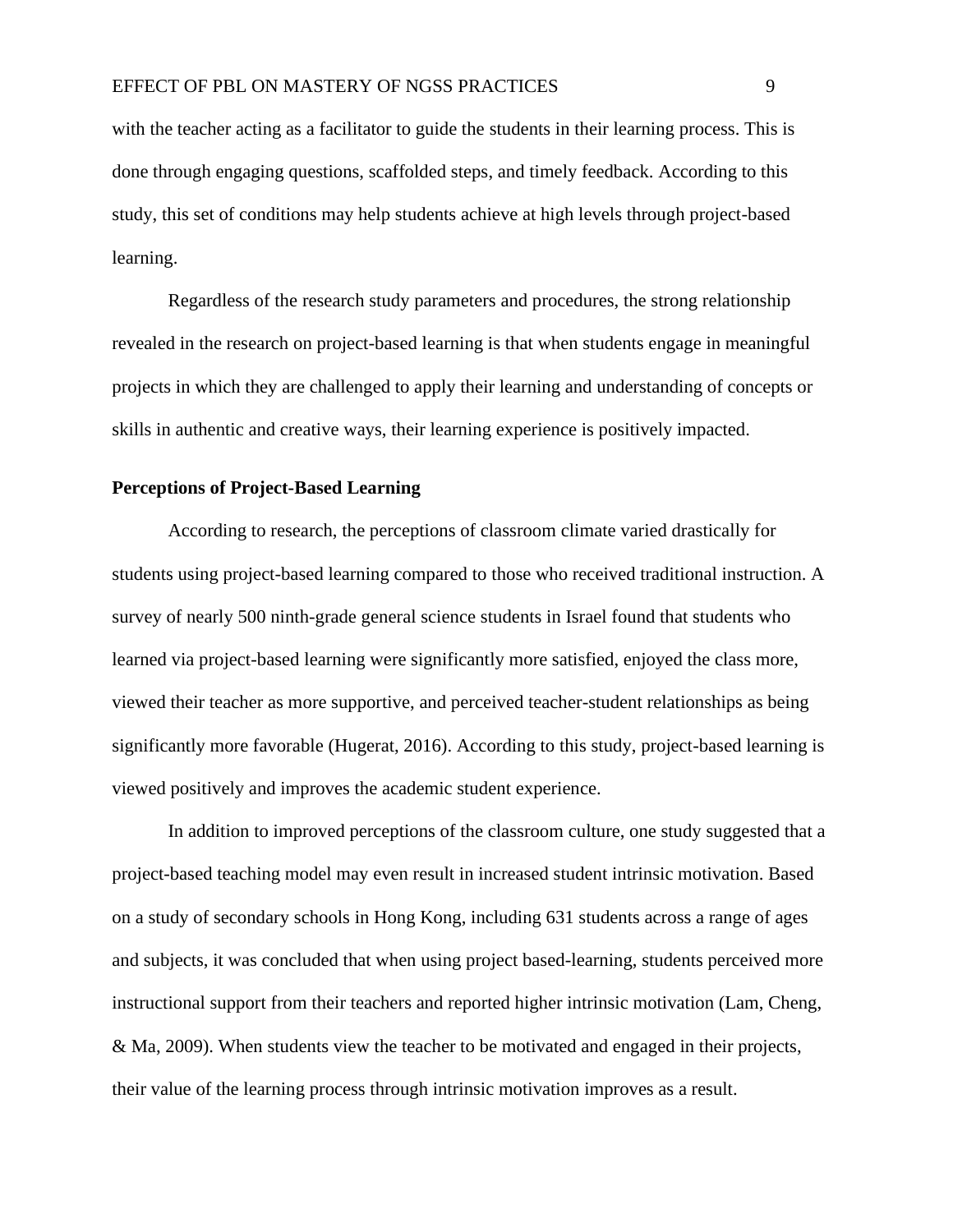with the teacher acting as a facilitator to guide the students in their learning process. This is done through engaging questions, scaffolded steps, and timely feedback. According to this study, this set of conditions may help students achieve at high levels through project-based learning.

Regardless of the research study parameters and procedures, the strong relationship revealed in the research on project-based learning is that when students engage in meaningful projects in which they are challenged to apply their learning and understanding of concepts or skills in authentic and creative ways, their learning experience is positively impacted.

**Perceptions of Project-Based Learning**

According to research, the perceptions of classroom climate varied drastically for students using project-based learning compared to those who received traditional instruction. A survey of nearly 500 ninth-grade general science students in Israel found that students who learned via project-based learning were significantly more satisfied, enjoyed the class more, viewed their teacher as more supportive, and perceived teacher-student relationships as being significantly more favorable (Hugerat, 2016). According to this study, project-based learning is viewed positively and improves the academic student experience.

In addition to improved perceptions of the classroom culture, one study suggested that a project-based teaching model may even result in increased student intrinsic motivation. Based on a study of secondary schools in Hong Kong, including 631 students across a range of ages and subjects, it was concluded that when using project based-learning, students perceived more instructional support from their teachers and reported higher intrinsic motivation (Lam, Cheng, & Ma, 2009). When students view the teacher to be motivated and engaged in their projects, their value of the learning process through intrinsic motivation improves as a result.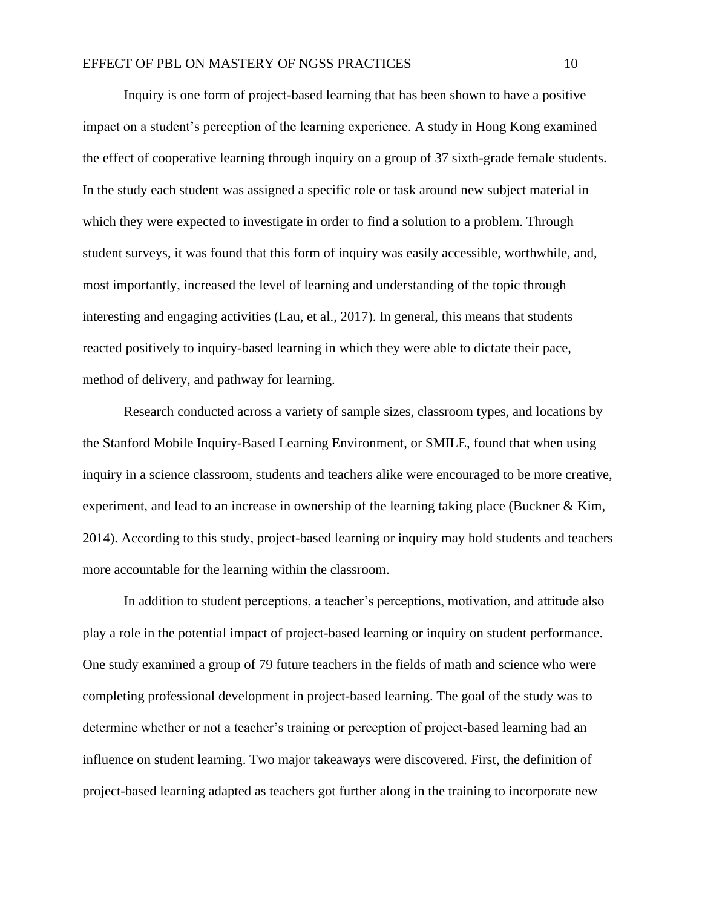Inquiry is one form of project-based learning that has been shown to have a positive impact on a student's perception of the learning experience. A study in Hong Kong examined the effect of cooperative learning through inquiry on a group of 37 sixth-grade female students. In the study each student was assigned a specific role or task around new subject material in which they were expected to investigate in order to find a solution to a problem. Through student surveys, it was found that this form of inquiry was easily accessible, worthwhile, and, most importantly, increased the level of learning and understanding of the topic through interesting and engaging activities (Lau, et al., 2017). In general, this means that students reacted positively to inquiry-based learning in which they were able to dictate their pace, method of delivery, and pathway for learning.

Research conducted across a variety of sample sizes, classroom types, and locations by the Stanford Mobile Inquiry-Based Learning Environment, or SMILE, found that when using inquiry in a science classroom, students and teachers alike were encouraged to be more creative, experiment, and lead to an increase in ownership of the learning taking place (Buckner & Kim, 2014). According to this study, project-based learning or inquiry may hold students and teachers more accountable for the learning within the classroom.

In addition to student perceptions, a teacher's perceptions, motivation, and attitude also play a role in the potential impact of project-based learning or inquiry on student performance. One study examined a group of 79 future teachers in the fields of math and science who were completing professional development in project-based learning. The goal of the study was to determine whether or not a teacher's training or perception of project-based learning had an influence on student learning. Two major takeaways were discovered. First, the definition of project-based learning adapted as teachers got further along in the training to incorporate new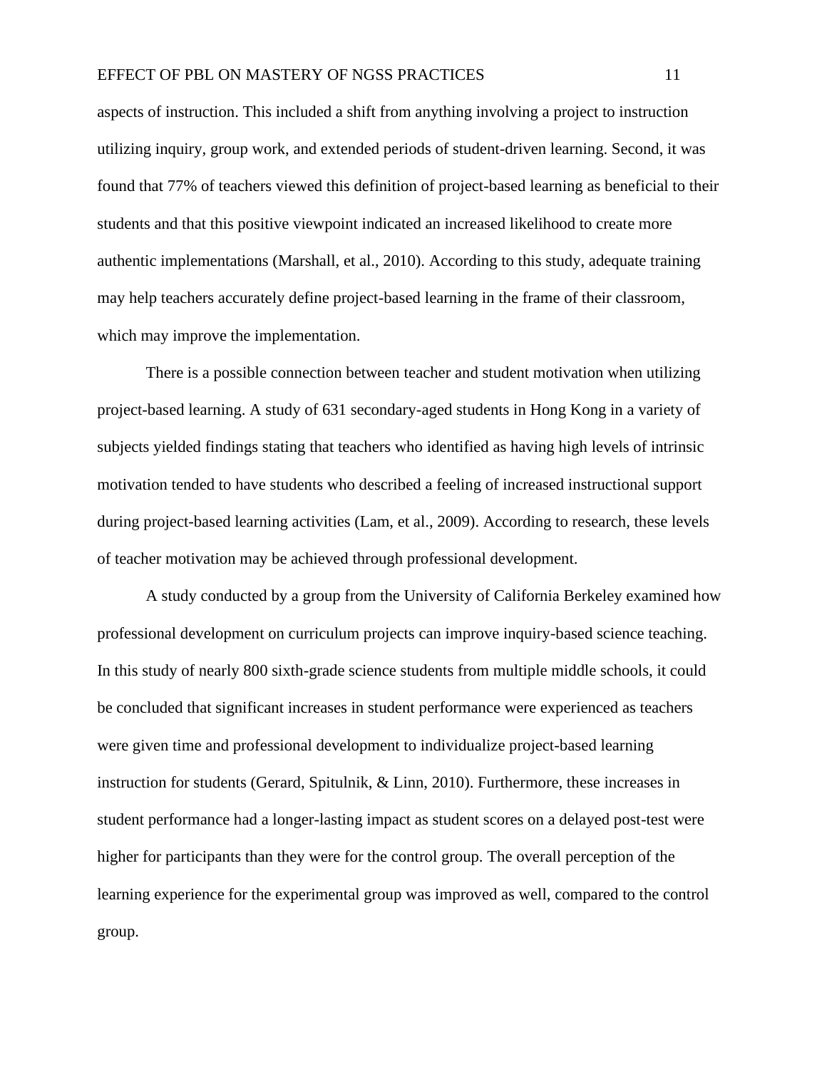aspects of instruction. This included a shift from anything involving a project to instruction utilizing inquiry, group work, and extended periods of student-driven learning. Second, it was found that 77% of teachers viewed this definition of project-based learning as beneficial to their students and that this positive viewpoint indicated an increased likelihood to create more authentic implementations (Marshall, et al., 2010). According to this study, adequate training may help teachers accurately define project-based learning in the frame of their classroom, which may improve the implementation.

There is a possible connection between teacher and student motivation when utilizing project-based learning. A study of 631 secondary-aged students in Hong Kong in a variety of subjects yielded findings stating that teachers who identified as having high levels of intrinsic motivation tended to have students who described a feeling of increased instructional support during project-based learning activities (Lam, et al., 2009). According to research, these levels of teacher motivation may be achieved through professional development.

A study conducted by a group from the University of California Berkeley examined how professional development on curriculum projects can improve inquiry-based science teaching. In this study of nearly 800 sixth-grade science students from multiple middle schools, it could be concluded that significant increases in student performance were experienced as teachers were given time and professional development to individualize project-based learning instruction for students (Gerard, Spitulnik, & Linn, 2010). Furthermore, these increases in student performance had a longer-lasting impact as student scores on a delayed post-test were higher for participants than they were for the control group. The overall perception of the learning experience for the experimental group was improved as well, compared to the control group.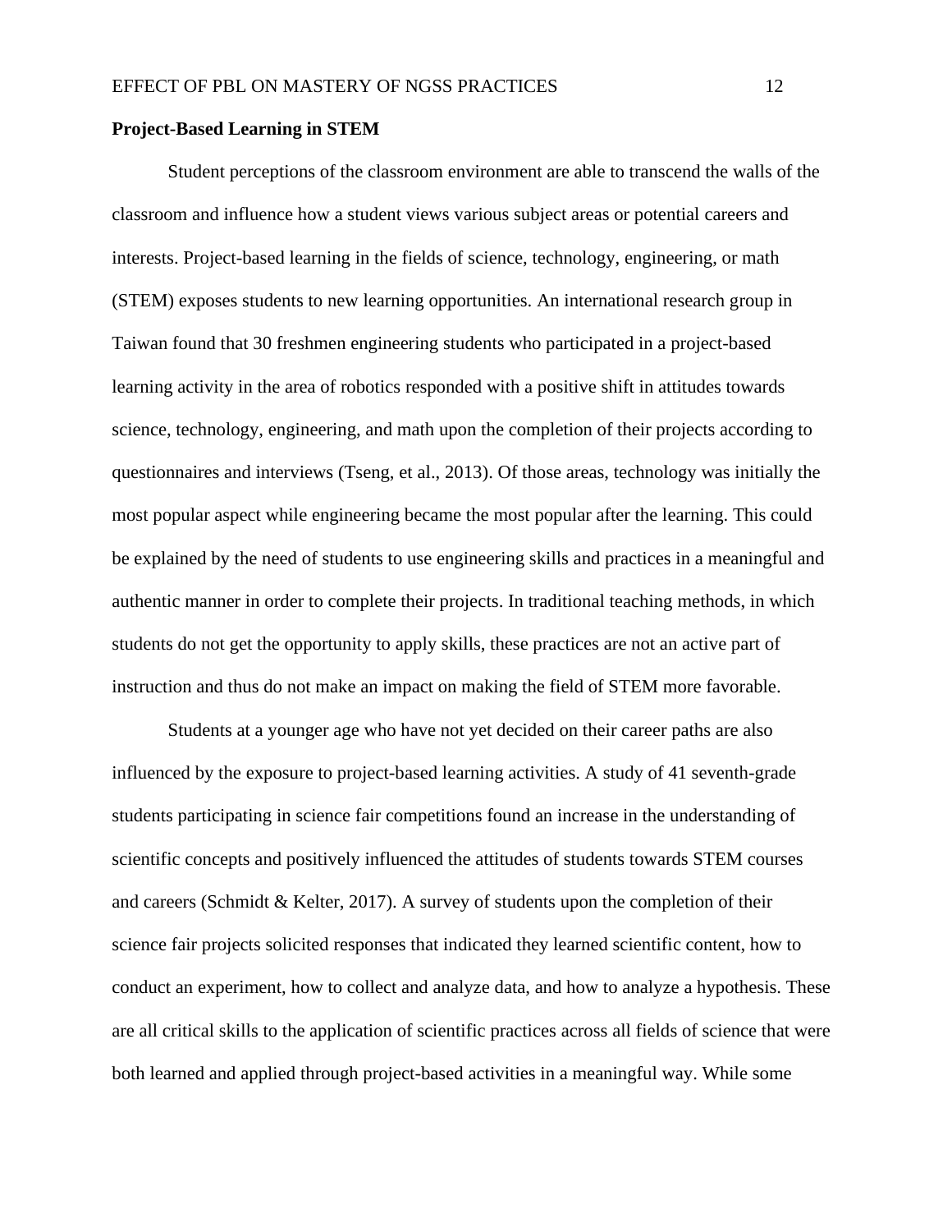**Project-Based Learning in STEM**

Student perceptions of the classroom environment are able to transcend the walls of the classroom and influence how a student views various subject areas or potential careers and interests. Project-based learning in the fields of science, technology, engineering, or math (STEM) exposes students to new learning opportunities. An international research group in Taiwan found that 30 freshmen engineering students who participated in a project-based learning activity in the area of robotics responded with a positive shift in attitudes towards science, technology, engineering, and math upon the completion of their projects according to questionnaires and interviews (Tseng, et al., 2013). Of those areas, technology was initially the most popular aspect while engineering became the most popular after the learning. This could be explained by the need of students to use engineering skills and practices in a meaningful and authentic manner in order to complete their projects. In traditional teaching methods, in which students do not get the opportunity to apply skills, these practices are not an active part of instruction and thus do not make an impact on making the field of STEM more favorable.

Students at a younger age who have not yet decided on their career paths are also influenced by the exposure to project-based learning activities. A study of 41 seventh-grade students participating in science fair competitions found an increase in the understanding of scientific concepts and positively influenced the attitudes of students towards STEM courses and careers (Schmidt & Kelter, 2017). A survey of students upon the completion of their science fair projects solicited responses that indicated they learned scientific content, how to conduct an experiment, how to collect and analyze data, and how to analyze a hypothesis. These are all critical skills to the application of scientific practices across all fields of science that were both learned and applied through project-based activities in a meaningful way. While some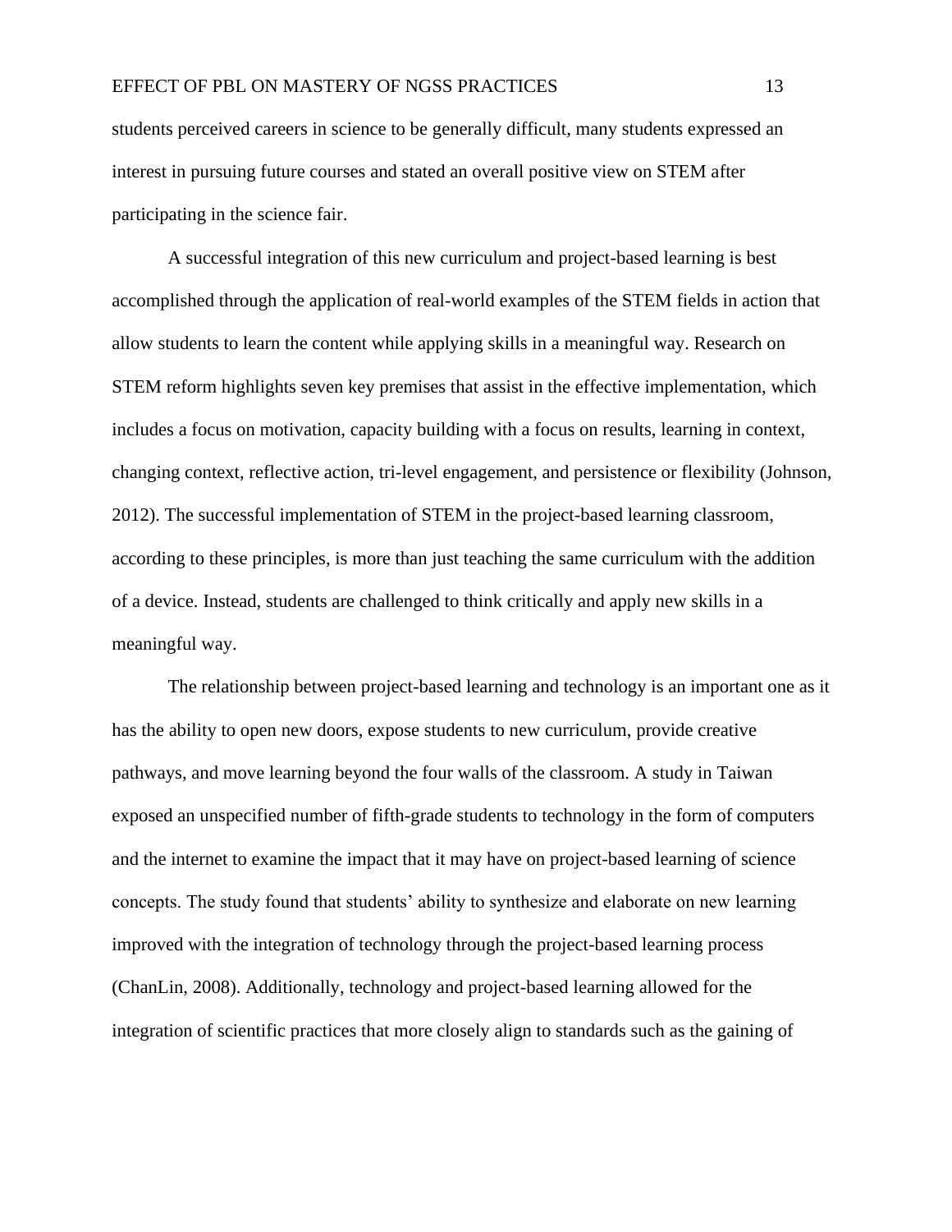students perceived careers in science to be generally difficult, many students expressed an interest in pursuing future courses and stated an overall positive view on STEM after participating in the science fair.

A successful integration of this new curriculum and project-based learning is best accomplished through the application of real-world examples of the STEM fields in action that allow students to learn the content while applying skills in a meaningful way. Research on STEM reform highlights seven key premises that assist in the effective implementation, which includes a focus on motivation, capacity building with a focus on results, learning in context, changing context, reflective action, tri-level engagement, and persistence or flexibility (Johnson, 2012). The successful implementation of STEM in the project-based learning classroom, according to these principles, is more than just teaching the same curriculum with the addition of a device. Instead, students are challenged to think critically and apply new skills in a meaningful way.

The relationship between project-based learning and technology is an important one as it has the ability to open new doors, expose students to new curriculum, provide creative pathways, and move learning beyond the four walls of the classroom. A study in Taiwan exposed an unspecified number of fifth-grade students to technology in the form of computers and the internet to examine the impact that it may have on project-based learning of science concepts. The study found that students' ability to synthesize and elaborate on new learning improved with the integration of technology through the project-based learning process (ChanLin, 2008). Additionally, technology and project-based learning allowed for the integration of scientific practices that more closely align to standards such as the gaining of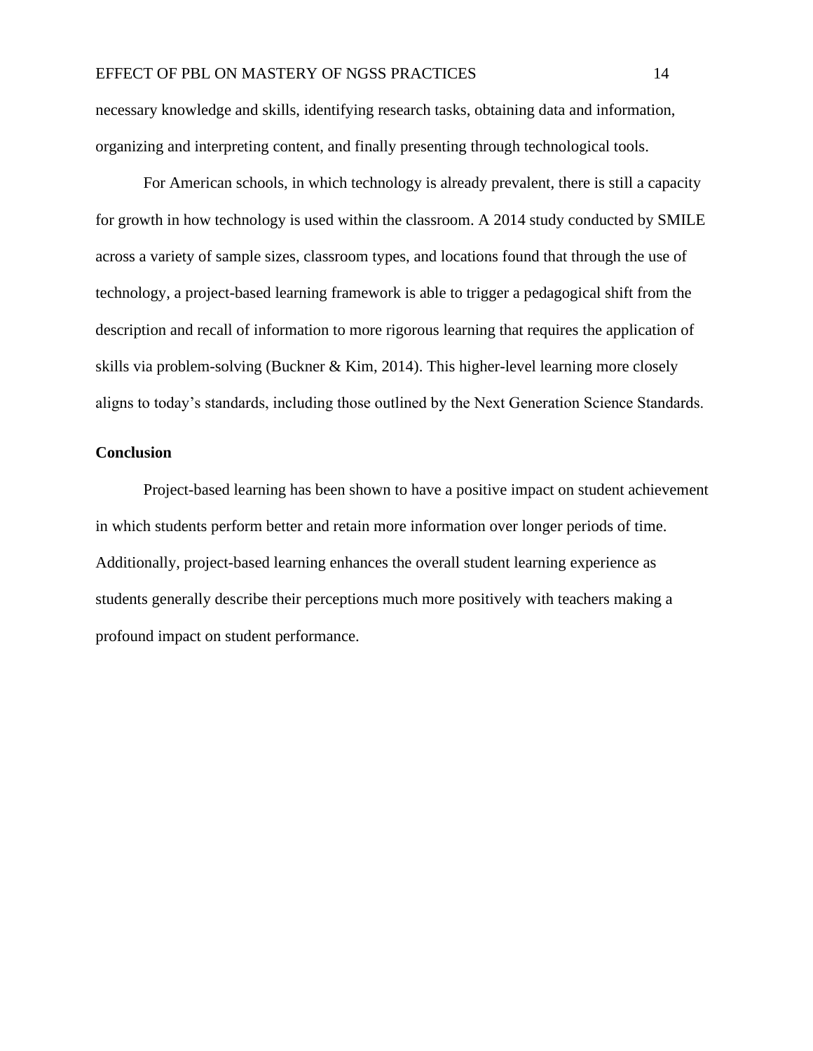necessary knowledge and skills, identifying research tasks, obtaining data and information, organizing and interpreting content, and finally presenting through technological tools.

For American schools, in which technology is already prevalent, there is still a capacity for growth in how technology is used within the classroom. A 2014 study conducted by SMILE across a variety of sample sizes, classroom types, and locations found that through the use of technology, a project-based learning framework is able to trigger a pedagogical shift from the description and recall of information to more rigorous learning that requires the application of skills via problem-solving (Buckner & Kim, 2014). This higher-level learning more closely aligns to today's standards, including those outlined by the Next Generation Science Standards.

## Conclusion

Project-based learning has been shown to have a positive impact on student achievement in which students perform better and retain more information over longer periods of time. Additionally, project-based learning enhances the overall student learning experience as students generally describe their perceptions much more positively with teachers making a profound impact on student performance.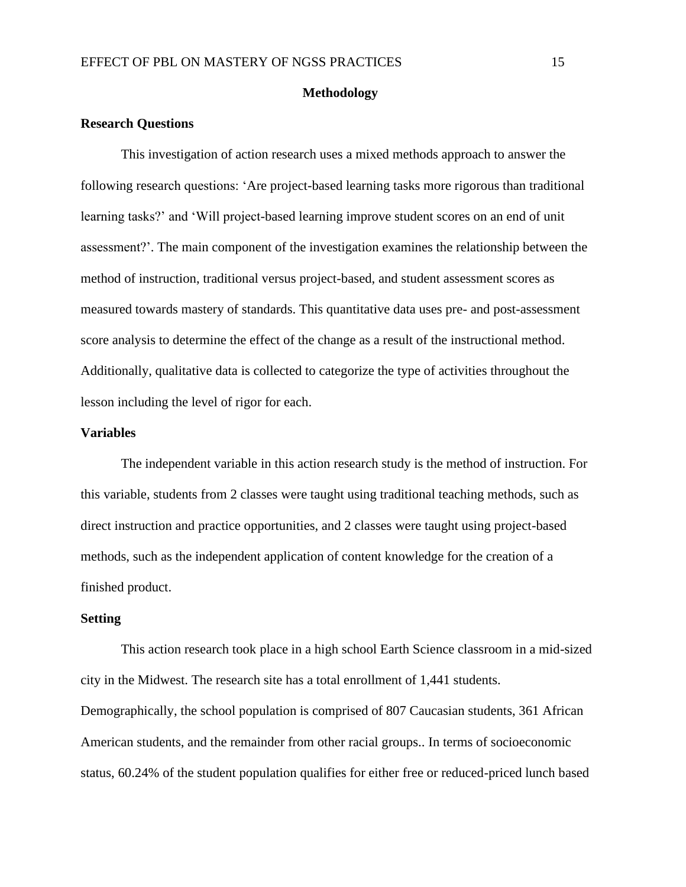## Methodology

### Research Questions

This investigation of action research uses a mixed methods approach to answer the following research questions: 'Are project-based learning tasks more rigorous than traditional learning tasks?' and 'Will project-based learning improve student scores on an end of unit assessment?'. The main component of the investigation examines the relationship between the method of instruction, traditional versus project-based, and student assessment scores as measured towards mastery of standards. This quantitative data uses pre- and post-assessment score analysis to determine the effect of the change as a result of the instructional method. Additionally, qualitative data is collected to categorize the type of activities throughout the lesson including the level of rigor for each.

### Variables

The independent variable in this action research study is the method of instruction. For this variable, students from 2 classes were taught using traditional teaching methods, such as direct instruction and practice opportunities, and 2 classes were taught using project-based methods, such as the independent application of content knowledge for the creation of a finished product.

### Setting

This action research took place in a high school Earth Science classroom in a mid-sized city in the Midwest. The research site has a total enrollment of 1,441 students. Demographically, the school population is comprised of 807 Caucasian students, 361 African American students, and the remainder from other racial groups.. In terms of socioeconomic status, 60.24% of the student population qualifies for either free or reduced-priced lunch based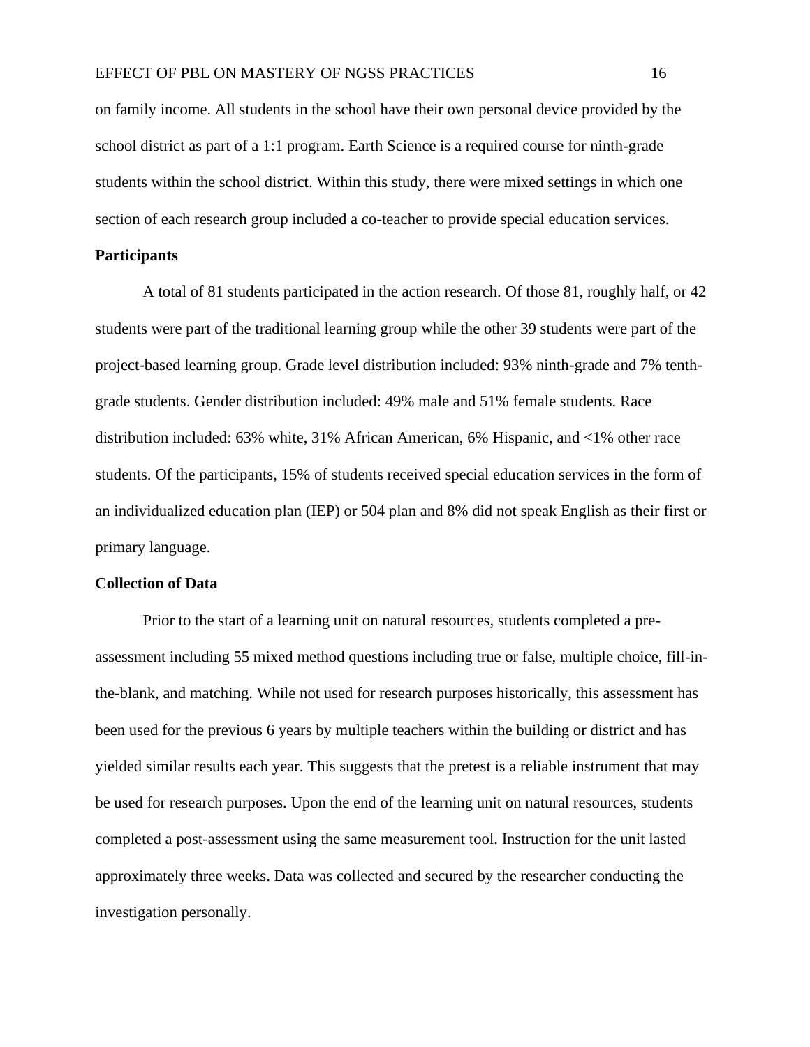on family income. All students in the school have their own personal device provided by the school district as part of a 1:1 program. Earth Science is a required course for ninth-grade students within the school district. Within this study, there were mixed settings in which one section of each research group included a co-teacher to provide special education services.

## Participants

A total of 81 students participated in the action research. Of those 81, roughly half, or 42 students were part of the traditional learning group while the other 39 students were part of the project-based learning group. Grade level distribution included: 93% ninth-grade and 7% tenth-grade students. Gender distribution included: 49% male and 51% female students. Race distribution included: 63% white, 31% African American, 6% Hispanic, and <1% other race students. Of the participants, 15% of students received special education services in the form of an individualized education plan (IEP) or 504 plan and 8% did not speak English as their first or primary language.

## Collection of Data

Prior to the start of a learning unit on natural resources, students completed a pre-assessment including 55 mixed method questions including true or false, multiple choice, fill-in-the-blank, and matching. While not used for research purposes historically, this assessment has been used for the previous 6 years by multiple teachers within the building or district and has yielded similar results each year. This suggests that the pretest is a reliable instrument that may be used for research purposes. Upon the end of the learning unit on natural resources, students completed a post-assessment using the same measurement tool. Instruction for the unit lasted approximately three weeks. Data was collected and secured by the researcher conducting the investigation personally.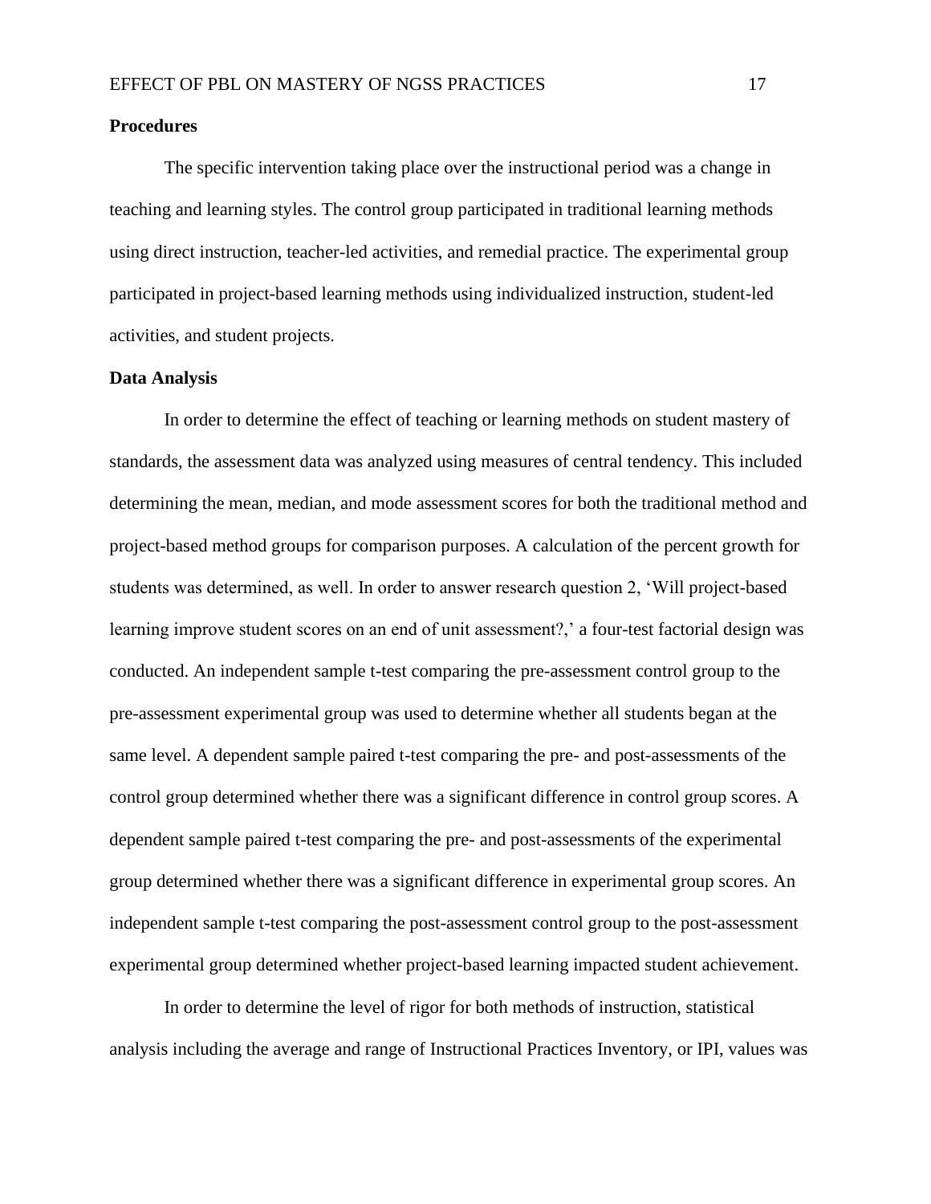## Procedures

The specific intervention taking place over the instructional period was a change in teaching and learning styles. The control group participated in traditional learning methods using direct instruction, teacher-led activities, and remedial practice. The experimental group participated in project-based learning methods using individualized instruction, student-led activities, and student projects.

## Data Analysis

In order to determine the effect of teaching or learning methods on student mastery of standards, the assessment data was analyzed using measures of central tendency. This included determining the mean, median, and mode assessment scores for both the traditional method and project-based method groups for comparison purposes. A calculation of the percent growth for students was determined, as well. In order to answer research question 2, 'Will project-based learning improve student scores on an end of unit assessment?,' a four-test factorial design was conducted. An independent sample t-test comparing the pre-assessment control group to the pre-assessment experimental group was used to determine whether all students began at the same level. A dependent sample paired t-test comparing the pre- and post-assessments of the control group determined whether there was a significant difference in control group scores. A dependent sample paired t-test comparing the pre- and post-assessments of the experimental group determined whether there was a significant difference in experimental group scores. An independent sample t-test comparing the post-assessment control group to the post-assessment experimental group determined whether project-based learning impacted student achievement.

In order to determine the level of rigor for both methods of instruction, statistical analysis including the average and range of Instructional Practices Inventory, or IPI, values was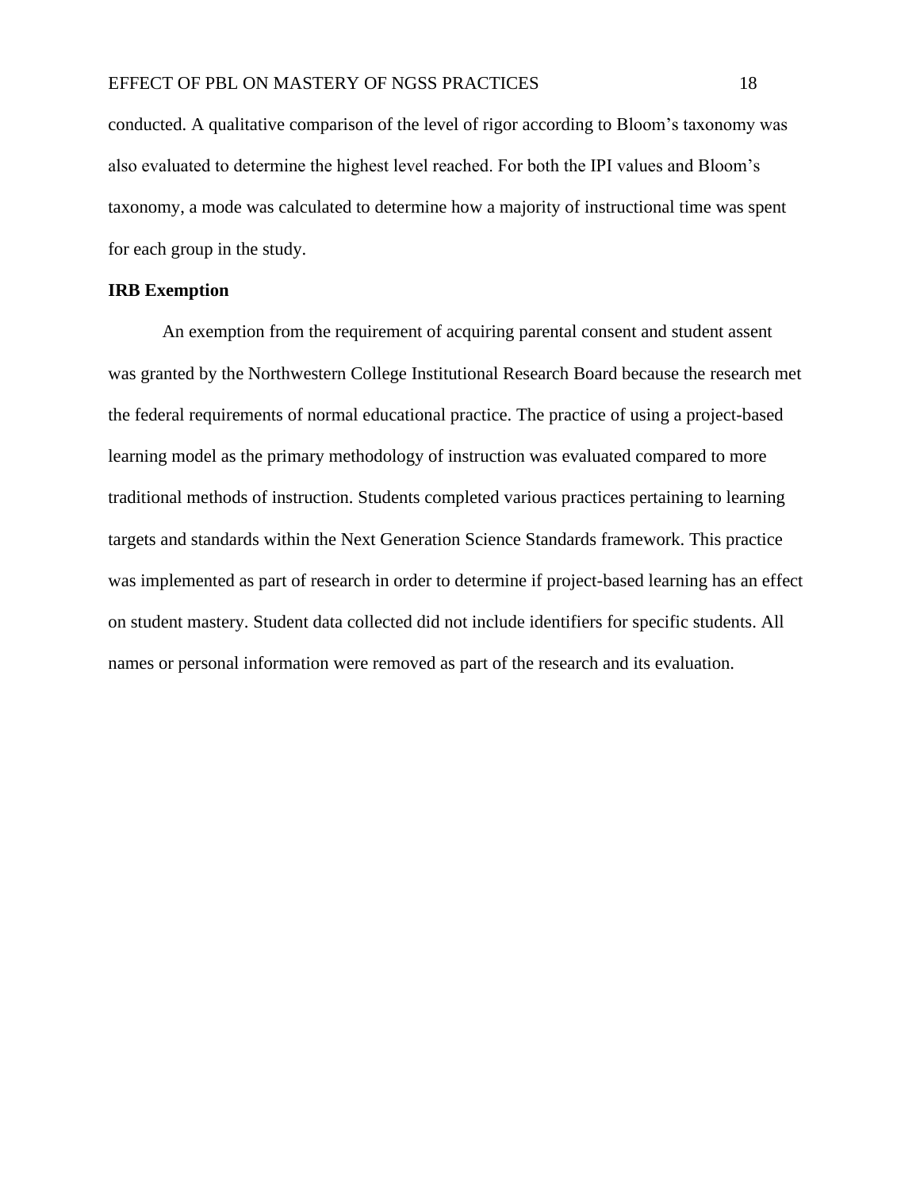conducted. A qualitative comparison of the level of rigor according to Bloom's taxonomy was also evaluated to determine the highest level reached. For both the IPI values and Bloom's taxonomy, a mode was calculated to determine how a majority of instructional time was spent for each group in the study.

**IRB Exemption**

An exemption from the requirement of acquiring parental consent and student assent was granted by the Northwestern College Institutional Research Board because the research met the federal requirements of normal educational practice. The practice of using a project-based learning model as the primary methodology of instruction was evaluated compared to more traditional methods of instruction. Students completed various practices pertaining to learning targets and standards within the Next Generation Science Standards framework. This practice was implemented as part of research in order to determine if project-based learning has an effect on student mastery. Student data collected did not include identifiers for specific students. All names or personal information were removed as part of the research and its evaluation.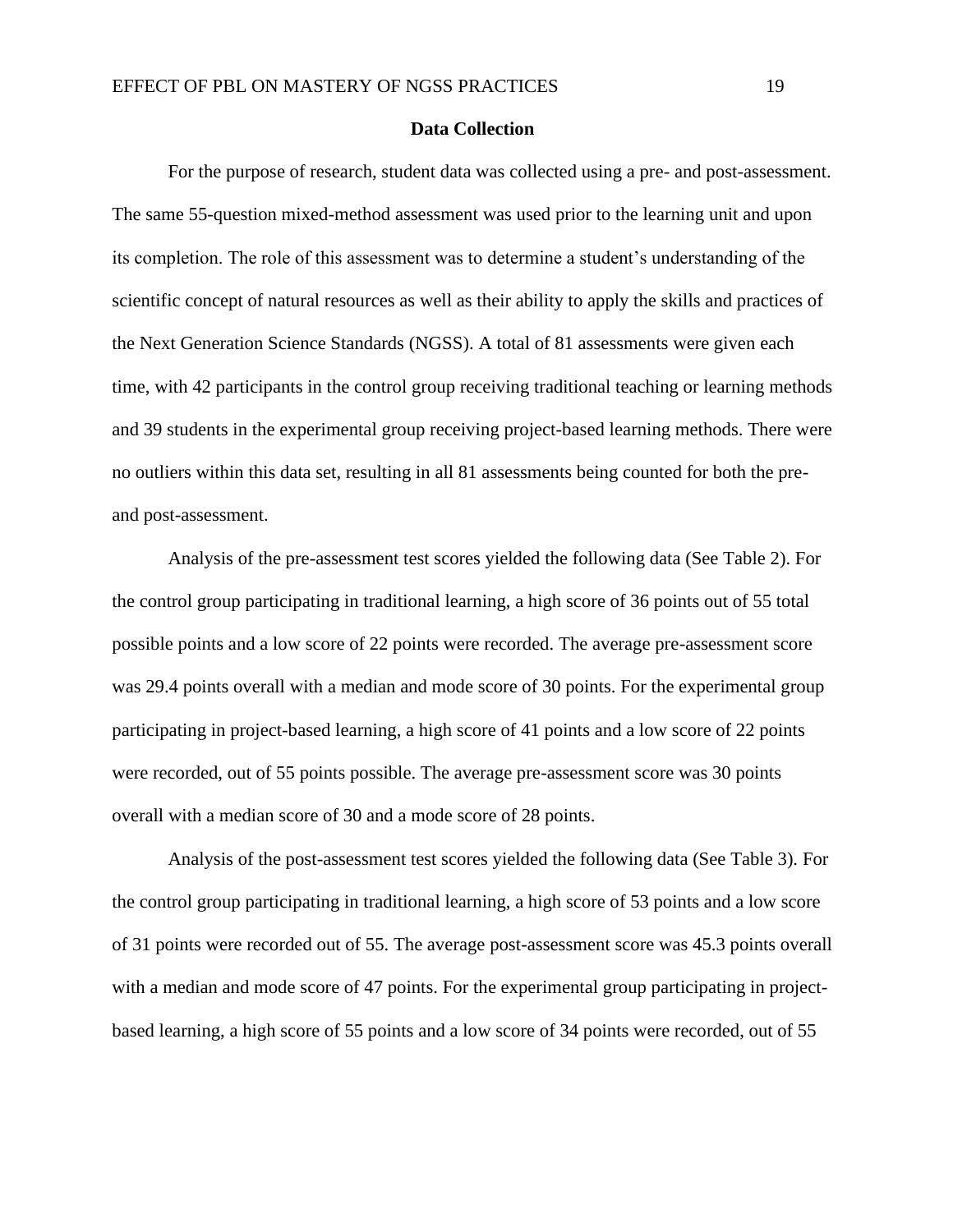## Data Collection

For the purpose of research, student data was collected using a pre- and post-assessment. The same 55-question mixed-method assessment was used prior to the learning unit and upon its completion. The role of this assessment was to determine a student's understanding of the scientific concept of natural resources as well as their ability to apply the skills and practices of the Next Generation Science Standards (NGSS). A total of 81 assessments were given each time, with 42 participants in the control group receiving traditional teaching or learning methods and 39 students in the experimental group receiving project-based learning methods. There were no outliers within this data set, resulting in all 81 assessments being counted for both the pre- and post-assessment.

Analysis of the pre-assessment test scores yielded the following data (See Table 2). For the control group participating in traditional learning, a high score of 36 points out of 55 total possible points and a low score of 22 points were recorded. The average pre-assessment score was 29.4 points overall with a median and mode score of 30 points. For the experimental group participating in project-based learning, a high score of 41 points and a low score of 22 points were recorded, out of 55 points possible. The average pre-assessment score was 30 points overall with a median score of 30 and a mode score of 28 points.

Analysis of the post-assessment test scores yielded the following data (See Table 3). For the control group participating in traditional learning, a high score of 53 points and a low score of 31 points were recorded out of 55. The average post-assessment score was 45.3 points overall with a median and mode score of 47 points. For the experimental group participating in project-based learning, a high score of 55 points and a low score of 34 points were recorded, out of 55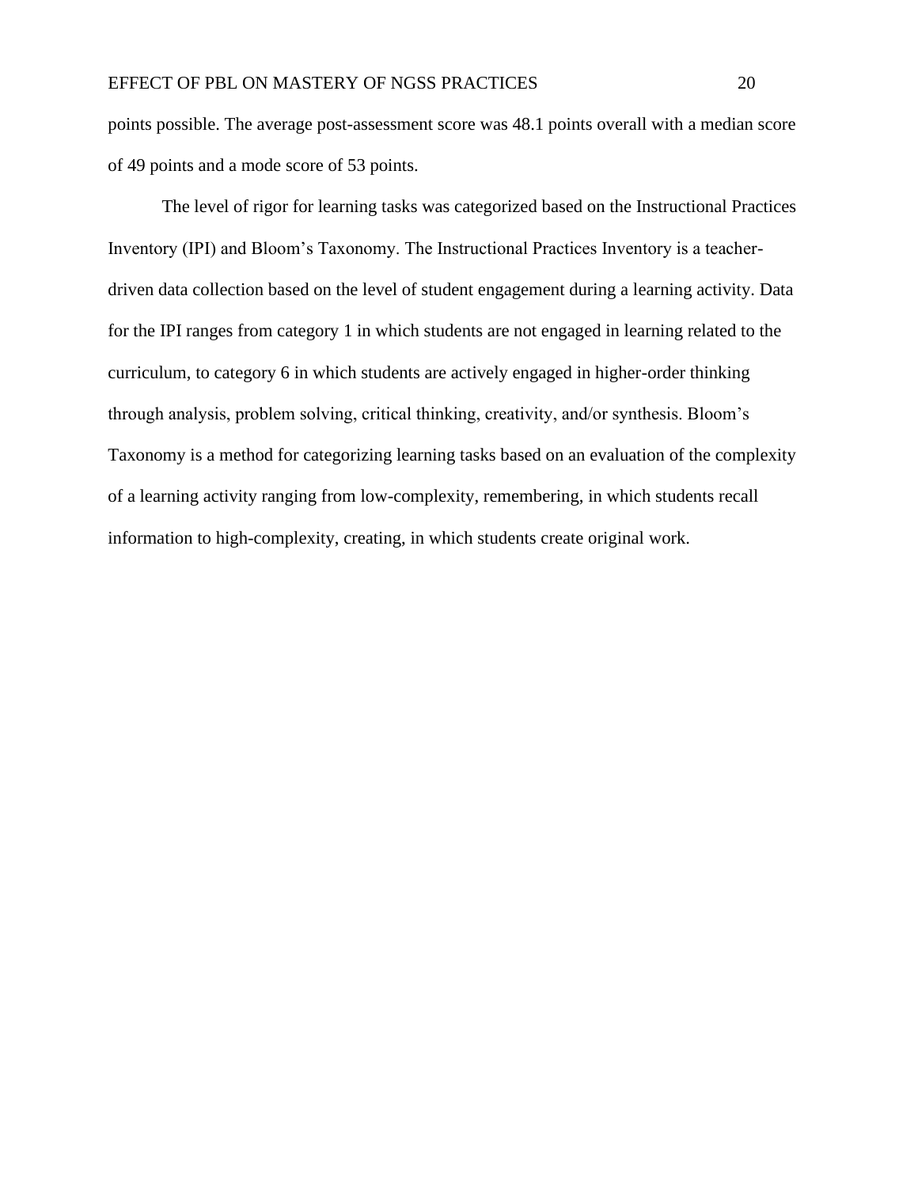points possible. The average post-assessment score was 48.1 points overall with a median score of 49 points and a mode score of 53 points.

The level of rigor for learning tasks was categorized based on the Instructional Practices Inventory (IPI) and Bloom's Taxonomy. The Instructional Practices Inventory is a teacher-driven data collection based on the level of student engagement during a learning activity. Data for the IPI ranges from category 1 in which students are not engaged in learning related to the curriculum, to category 6 in which students are actively engaged in higher-order thinking through analysis, problem solving, critical thinking, creativity, and/or synthesis. Bloom's Taxonomy is a method for categorizing learning tasks based on an evaluation of the complexity of a learning activity ranging from low-complexity, remembering, in which students recall information to high-complexity, creating, in which students create original work.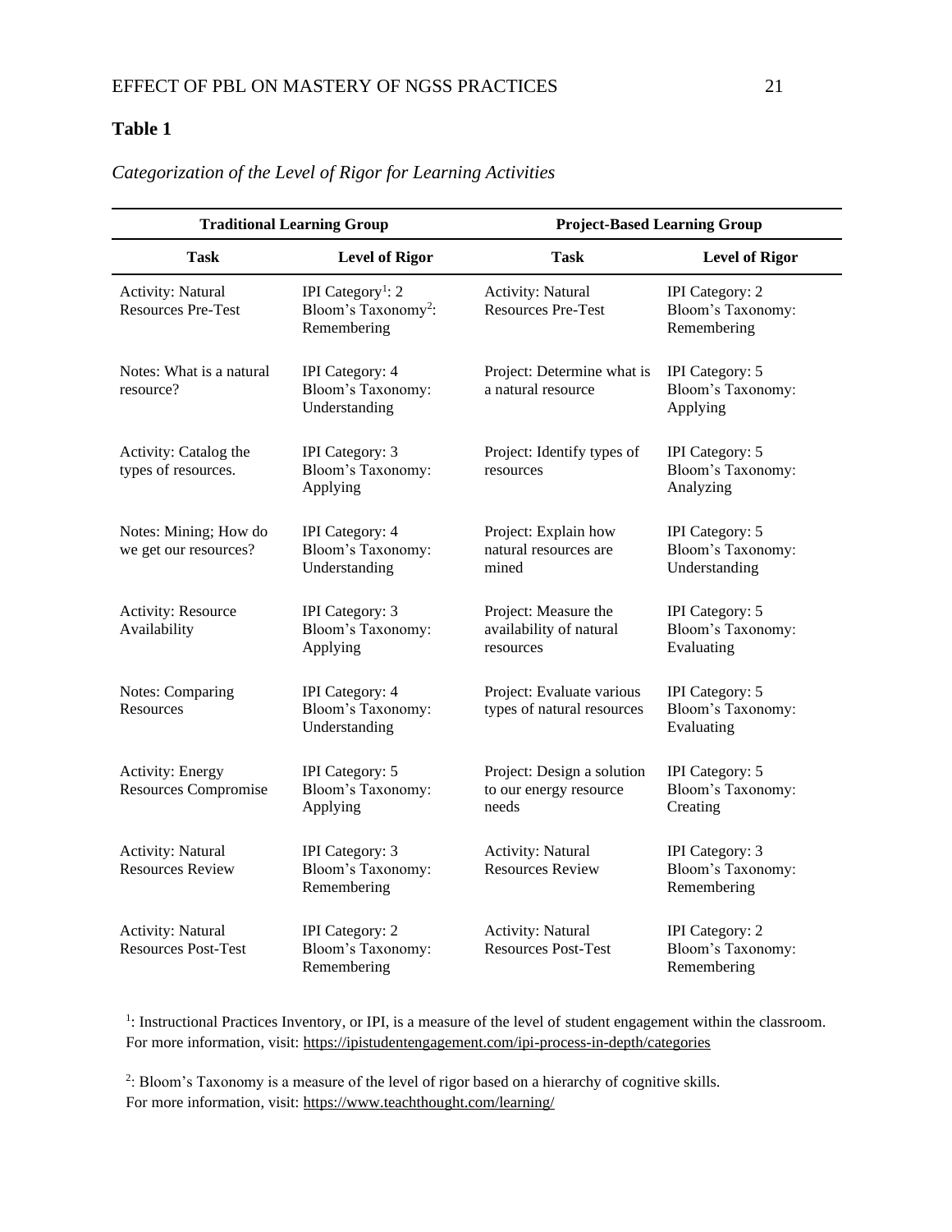**Table 1**

*Categorization of the Level of Rigor for Learning Activities*

| Traditional Learning Group | | Project-Based Learning Group | |
|---|---|---|---|
| **Task** | **Level of Rigor** | **Task** | **Level of Rigor** |
| Activity: Natural Resources Pre-Test | IPI Category[1]: 2 Bloom's Taxonomy[2]: Remembering | Activity: Natural Resources Pre-Test | IPI Category: 2 Bloom's Taxonomy: Remembering |
| Notes: What is a natural resource? | IPI Category: 4 Bloom's Taxonomy: Understanding | Project: Determine what is a natural resource | IPI Category: 5 Bloom's Taxonomy: Applying |
| Activity: Catalog the types of resources. | IPI Category: 3 Bloom's Taxonomy: Applying | Project: Identify types of resources | IPI Category: 5 Bloom's Taxonomy: Analyzing |
| Notes: Mining; How do we get our resources? | IPI Category: 4 Bloom's Taxonomy: Understanding | Project: Explain how natural resources are mined | IPI Category: 5 Bloom's Taxonomy: Understanding |
| Activity: Resource Availability | IPI Category: 3 Bloom's Taxonomy: Applying | Project: Measure the availability of natural resources | IPI Category: 5 Bloom's Taxonomy: Evaluating |
| Notes: Comparing Resources | IPI Category: 4 Bloom's Taxonomy: Understanding | Project: Evaluate various types of natural resources | IPI Category: 5 Bloom's Taxonomy: Evaluating |
| Activity: Energy Resources Compromise | IPI Category: 5 Bloom's Taxonomy: Applying | Project: Design a solution to our energy resource needs | IPI Category: 5 Bloom's Taxonomy: Creating |
| Activity: Natural Resources Review | IPI Category: 3 Bloom's Taxonomy: Remembering | Activity: Natural Resources Review | IPI Category: 3 Bloom's Taxonomy: Remembering |
| Activity: Natural Resources Post-Test | IPI Category: 2 Bloom's Taxonomy: Remembering | Activity: Natural Resources Post-Test | IPI Category: 2 Bloom's Taxonomy: Remembering |

[1]: Instructional Practices Inventory, or IPI, is a measure of the level of student engagement within the classroom. For more information, visit: https://ipistudentengagement.com/ipi-process-in-depth/categories

[2]: Bloom's Taxonomy is a measure of the level of rigor based on a hierarchy of cognitive skills. For more information, visit: https://www.teachthought.com/learning/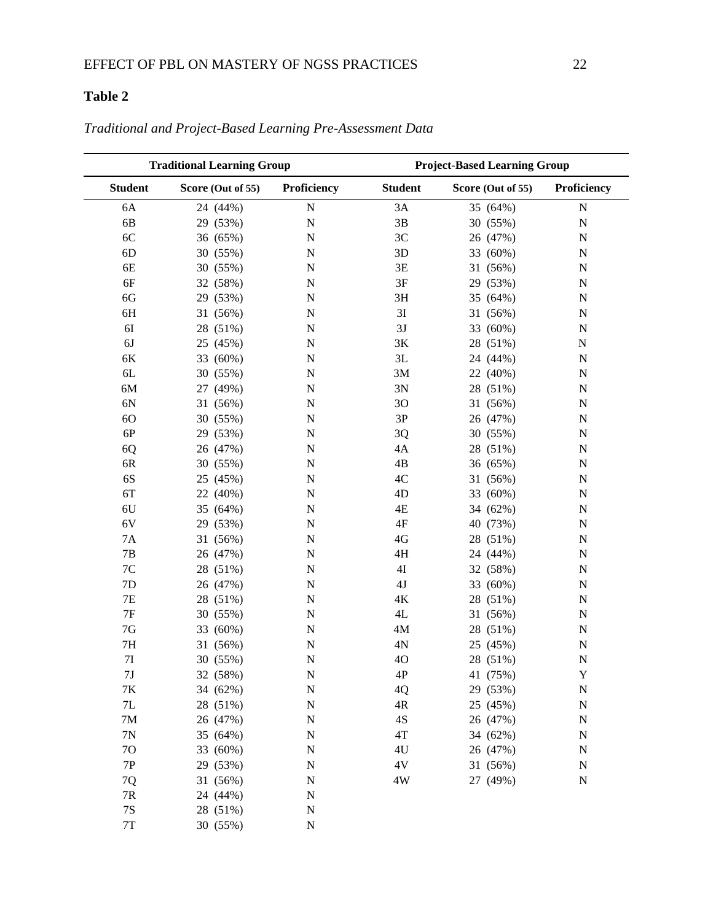**Table 2**

*Traditional and Project-Based Learning Pre-Assessment Data*

| Traditional Learning Group | | | Project-Based Learning Group | | |
|---|---|---|---|---|---|
| **Student** | **Score (Out of 55)** | **Proficiency** | **Student** | **Score (Out of 55)** | **Proficiency** |
| 6A | 24 (44%) | N | 3A | 35 (64%) | N |
| 6B | 29 (53%) | N | 3B | 30 (55%) | N |
| 6C | 36 (65%) | N | 3C | 26 (47%) | N |
| 6D | 30 (55%) | N | 3D | 33 (60%) | N |
| 6E | 30 (55%) | N | 3E | 31 (56%) | N |
| 6F | 32 (58%) | N | 3F | 29 (53%) | N |
| 6G | 29 (53%) | N | 3H | 35 (64%) | N |
| 6H | 31 (56%) | N | 3I | 31 (56%) | N |
| 6I | 28 (51%) | N | 3J | 33 (60%) | N |
| 6J | 25 (45%) | N | 3K | 28 (51%) | N |
| 6K | 33 (60%) | N | 3L | 24 (44%) | N |
| 6L | 30 (55%) | N | 3M | 22 (40%) | N |
| 6M | 27 (49%) | N | 3N | 28 (51%) | N |
| 6N | 31 (56%) | N | 3O | 31 (56%) | N |
| 6O | 30 (55%) | N | 3P | 26 (47%) | N |
| 6P | 29 (53%) | N | 3Q | 30 (55%) | N |
| 6Q | 26 (47%) | N | 4A | 28 (51%) | N |
| 6R | 30 (55%) | N | 4B | 36 (65%) | N |
| 6S | 25 (45%) | N | 4C | 31 (56%) | N |
| 6T | 22 (40%) | N | 4D | 33 (60%) | N |
| 6U | 35 (64%) | N | 4E | 34 (62%) | N |
| 6V | 29 (53%) | N | 4F | 40 (73%) | N |
| 7A | 31 (56%) | N | 4G | 28 (51%) | N |
| 7B | 26 (47%) | N | 4H | 24 (44%) | N |
| 7C | 28 (51%) | N | 4I | 32 (58%) | N |
| 7D | 26 (47%) | N | 4J | 33 (60%) | N |
| 7E | 28 (51%) | N | 4K | 28 (51%) | N |
| 7F | 30 (55%) | N | 4L | 31 (56%) | N |
| 7G | 33 (60%) | N | 4M | 28 (51%) | N |
| 7H | 31 (56%) | N | 4N | 25 (45%) | N |
| 7I | 30 (55%) | N | 4O | 28 (51%) | N |
| 7J | 32 (58%) | N | 4P | 41 (75%) | Y |
| 7K | 34 (62%) | N | 4Q | 29 (53%) | N |
| 7L | 28 (51%) | N | 4R | 25 (45%) | N |
| 7M | 26 (47%) | N | 4S | 26 (47%) | N |
| 7N | 35 (64%) | N | 4T | 34 (62%) | N |
| 7O | 33 (60%) | N | 4U | 26 (47%) | N |
| 7P | 29 (53%) | N | 4V | 31 (56%) | N |
| 7Q | 31 (56%) | N | 4W | 27 (49%) | N |
| 7R | 24 (44%) | N | | | |
| 7S | 28 (51%) | N | | | |
| 7T | 30 (55%) | N | | | |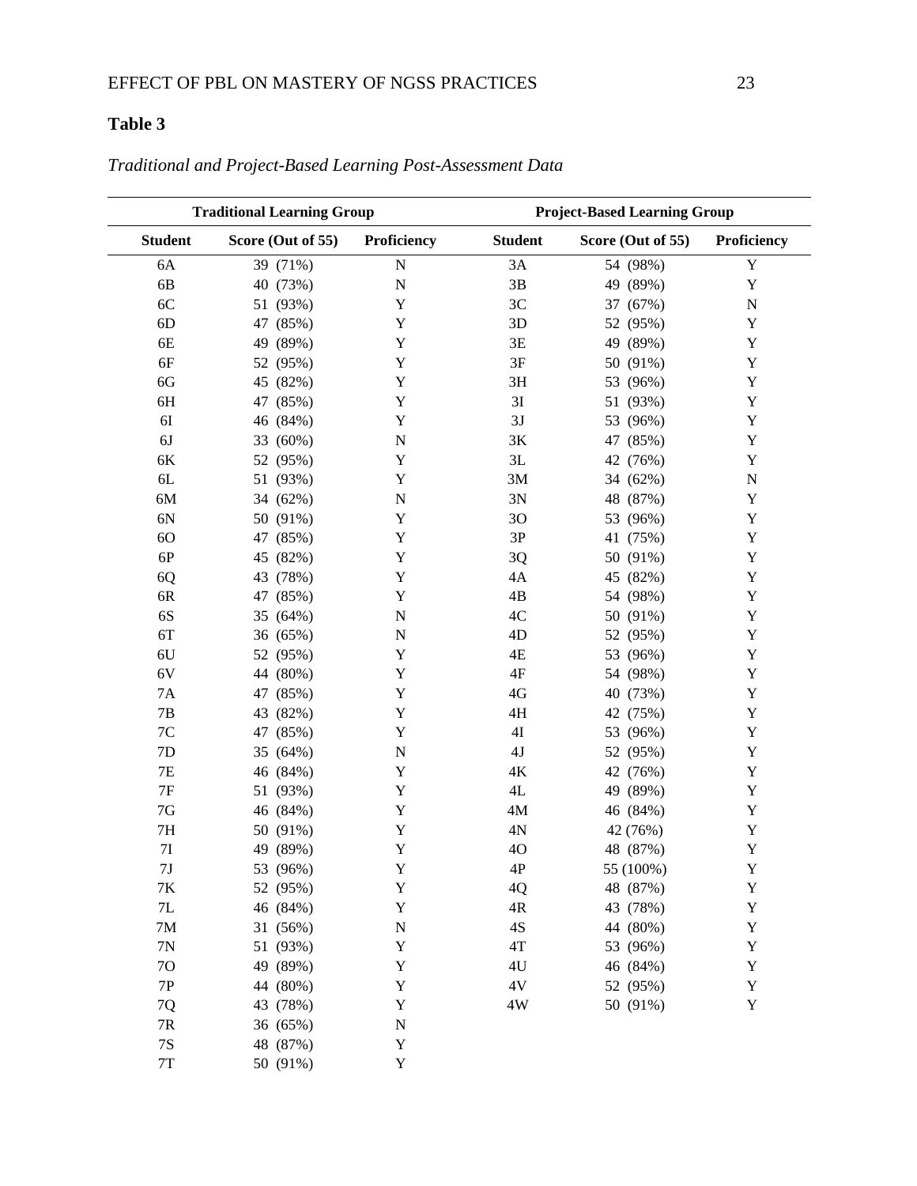**Table 3**

*Traditional and Project-Based Learning Post-Assessment Data*

| Traditional Learning Group | | | Project-Based Learning Group | | |
|---|---|---|---|---|---|
| **Student** | **Score (Out of 55)** | **Proficiency** | **Student** | **Score (Out of 55)** | **Proficiency** |
| 6A | 39 (71%) | N | 3A | 54 (98%) | Y |
| 6B | 40 (73%) | N | 3B | 49 (89%) | Y |
| 6C | 51 (93%) | Y | 3C | 37 (67%) | N |
| 6D | 47 (85%) | Y | 3D | 52 (95%) | Y |
| 6E | 49 (89%) | Y | 3E | 49 (89%) | Y |
| 6F | 52 (95%) | Y | 3F | 50 (91%) | Y |
| 6G | 45 (82%) | Y | 3H | 53 (96%) | Y |
| 6H | 47 (85%) | Y | 3I | 51 (93%) | Y |
| 6I | 46 (84%) | Y | 3J | 53 (96%) | Y |
| 6J | 33 (60%) | N | 3K | 47 (85%) | Y |
| 6K | 52 (95%) | Y | 3L | 42 (76%) | Y |
| 6L | 51 (93%) | Y | 3M | 34 (62%) | N |
| 6M | 34 (62%) | N | 3N | 48 (87%) | Y |
| 6N | 50 (91%) | Y | 3O | 53 (96%) | Y |
| 6O | 47 (85%) | Y | 3P | 41 (75%) | Y |
| 6P | 45 (82%) | Y | 3Q | 50 (91%) | Y |
| 6Q | 43 (78%) | Y | 4A | 45 (82%) | Y |
| 6R | 47 (85%) | Y | 4B | 54 (98%) | Y |
| 6S | 35 (64%) | N | 4C | 50 (91%) | Y |
| 6T | 36 (65%) | N | 4D | 52 (95%) | Y |
| 6U | 52 (95%) | Y | 4E | 53 (96%) | Y |
| 6V | 44 (80%) | Y | 4F | 54 (98%) | Y |
| 7A | 47 (85%) | Y | 4G | 40 (73%) | Y |
| 7B | 43 (82%) | Y | 4H | 42 (75%) | Y |
| 7C | 47 (85%) | Y | 4I | 53 (96%) | Y |
| 7D | 35 (64%) | N | 4J | 52 (95%) | Y |
| 7E | 46 (84%) | Y | 4K | 42 (76%) | Y |
| 7F | 51 (93%) | Y | 4L | 49 (89%) | Y |
| 7G | 46 (84%) | Y | 4M | 46 (84%) | Y |
| 7H | 50 (91%) | Y | 4N | 42 (76%) | Y |
| 7I | 49 (89%) | Y | 4O | 48 (87%) | Y |
| 7J | 53 (96%) | Y | 4P | 55 (100%) | Y |
| 7K | 52 (95%) | Y | 4Q | 48 (87%) | Y |
| 7L | 46 (84%) | Y | 4R | 43 (78%) | Y |
| 7M | 31 (56%) | N | 4S | 44 (80%) | Y |
| 7N | 51 (93%) | Y | 4T | 53 (96%) | Y |
| 7O | 49 (89%) | Y | 4U | 46 (84%) | Y |
| 7P | 44 (80%) | Y | 4V | 52 (95%) | Y |
| 7Q | 43 (78%) | Y | 4W | 50 (91%) | Y |
| 7R | 36 (65%) | N | | | |
| 7S | 48 (87%) | Y | | | |
| 7T | 50 (91%) | Y | | | |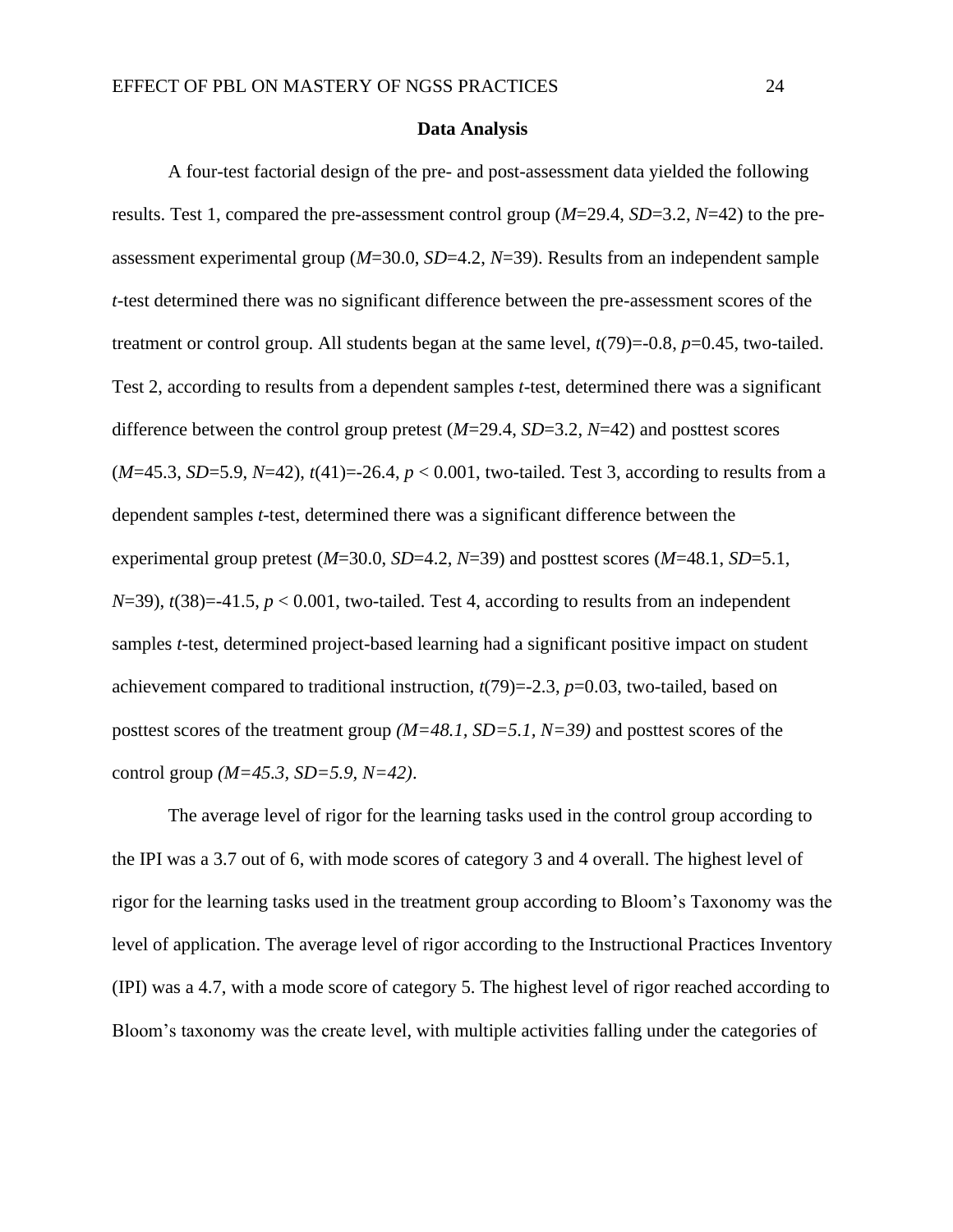**Data Analysis**

A four-test factorial design of the pre- and post-assessment data yielded the following results. Test 1, compared the pre-assessment control group ($M$=29.4, $SD$=3.2, $N$=42) to the pre-assessment experimental group ($M$=30.0, $SD$=4.2, $N$=39). Results from an independent sample $t$-test determined there was no significant difference between the pre-assessment scores of the treatment or control group. All students began at the same level, $t(79)=-0.8$, $p=0.45$, two-tailed. Test 2, according to results from a dependent samples $t$-test, determined there was a significant difference between the control group pretest ($M$=29.4, $SD$=3.2, $N$=42) and posttest scores ($M$=45.3, $SD$=5.9, $N$=42), $t(41)=-26.4$, $p < 0.001$, two-tailed. Test 3, according to results from a dependent samples $t$-test, determined there was a significant difference between the experimental group pretest ($M$=30.0, $SD$=4.2, $N$=39) and posttest scores ($M$=48.1, $SD$=5.1, $N$=39), $t(38)=-41.5$, $p < 0.001$, two-tailed. Test 4, according to results from an independent samples $t$-test, determined project-based learning had a significant positive impact on student achievement compared to traditional instruction, $t(79)=-2.3$, $p=0.03$, two-tailed, based on posttest scores of the treatment group *(M=48.1, SD=5.1, N=39)* and posttest scores of the control group *(M=45.3, SD=5.9, N=42)*.

The average level of rigor for the learning tasks used in the control group according to the IPI was a 3.7 out of 6, with mode scores of category 3 and 4 overall. The highest level of rigor for the learning tasks used in the treatment group according to Bloom's Taxonomy was the level of application. The average level of rigor according to the Instructional Practices Inventory (IPI) was a 4.7, with a mode score of category 5. The highest level of rigor reached according to Bloom's taxonomy was the create level, with multiple activities falling under the categories of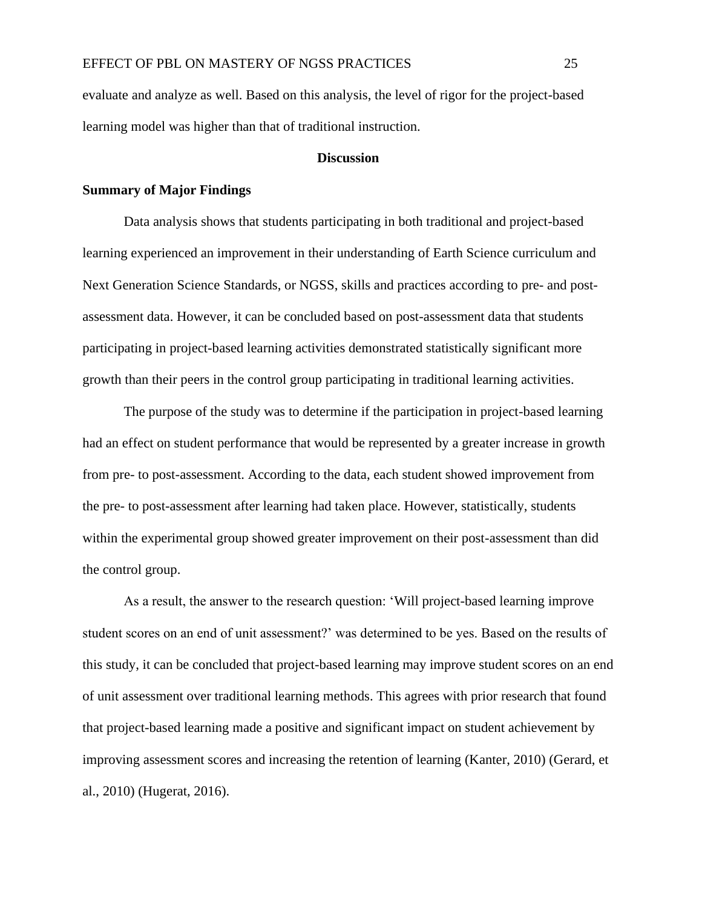evaluate and analyze as well. Based on this analysis, the level of rigor for the project-based learning model was higher than that of traditional instruction.

## Discussion

### Summary of Major Findings

Data analysis shows that students participating in both traditional and project-based learning experienced an improvement in their understanding of Earth Science curriculum and Next Generation Science Standards, or NGSS, skills and practices according to pre- and post-assessment data. However, it can be concluded based on post-assessment data that students participating in project-based learning activities demonstrated statistically significant more growth than their peers in the control group participating in traditional learning activities.

The purpose of the study was to determine if the participation in project-based learning had an effect on student performance that would be represented by a greater increase in growth from pre- to post-assessment. According to the data, each student showed improvement from the pre- to post-assessment after learning had taken place. However, statistically, students within the experimental group showed greater improvement on their post-assessment than did the control group.

As a result, the answer to the research question: 'Will project-based learning improve student scores on an end of unit assessment?' was determined to be yes. Based on the results of this study, it can be concluded that project-based learning may improve student scores on an end of unit assessment over traditional learning methods. This agrees with prior research that found that project-based learning made a positive and significant impact on student achievement by improving assessment scores and increasing the retention of learning (Kanter, 2010) (Gerard, et al., 2010) (Hugerat, 2016).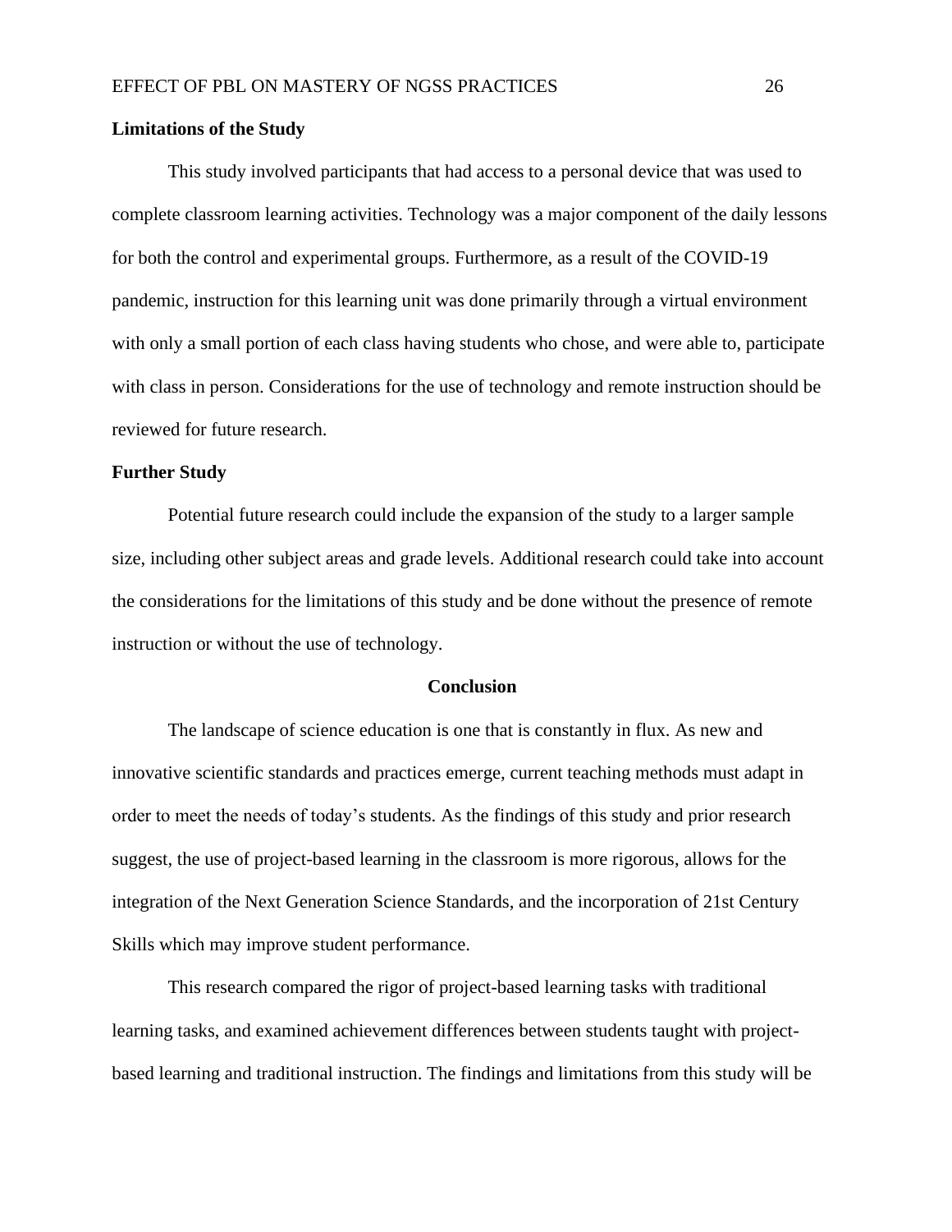### Limitations of the Study

This study involved participants that had access to a personal device that was used to complete classroom learning activities. Technology was a major component of the daily lessons for both the control and experimental groups. Furthermore, as a result of the COVID-19 pandemic, instruction for this learning unit was done primarily through a virtual environment with only a small portion of each class having students who chose, and were able to, participate with class in person. Considerations for the use of technology and remote instruction should be reviewed for future research.

### Further Study

Potential future research could include the expansion of the study to a larger sample size, including other subject areas and grade levels. Additional research could take into account the considerations for the limitations of this study and be done without the presence of remote instruction or without the use of technology.

## Conclusion

The landscape of science education is one that is constantly in flux. As new and innovative scientific standards and practices emerge, current teaching methods must adapt in order to meet the needs of today's students. As the findings of this study and prior research suggest, the use of project-based learning in the classroom is more rigorous, allows for the integration of the Next Generation Science Standards, and the incorporation of 21st Century Skills which may improve student performance.

This research compared the rigor of project-based learning tasks with traditional learning tasks, and examined achievement differences between students taught with project-based learning and traditional instruction. The findings and limitations from this study will be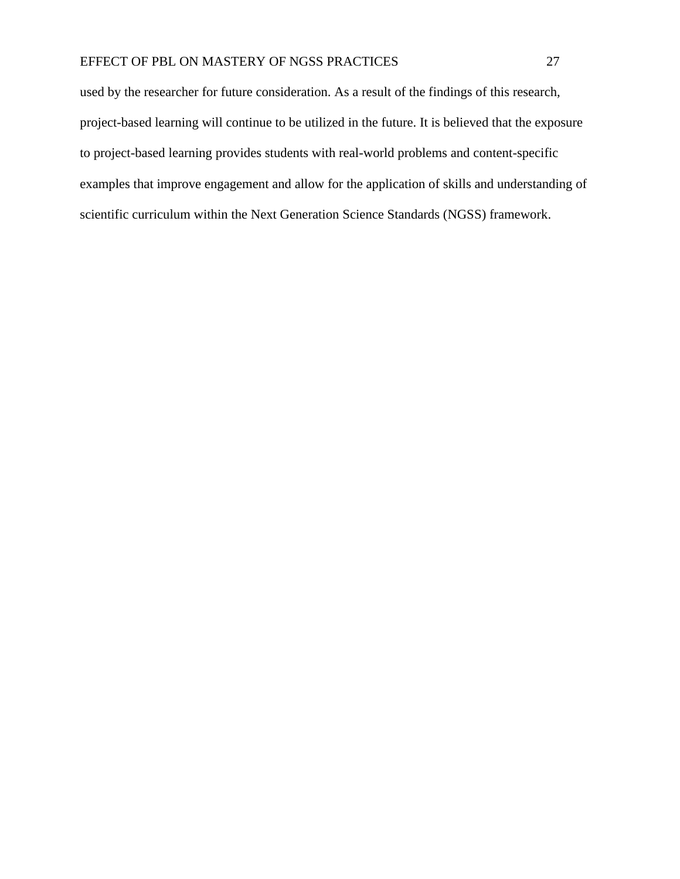used by the researcher for future consideration. As a result of the findings of this research, project-based learning will continue to be utilized in the future. It is believed that the exposure to project-based learning provides students with real-world problems and content-specific examples that improve engagement and allow for the application of skills and understanding of scientific curriculum within the Next Generation Science Standards (NGSS) framework.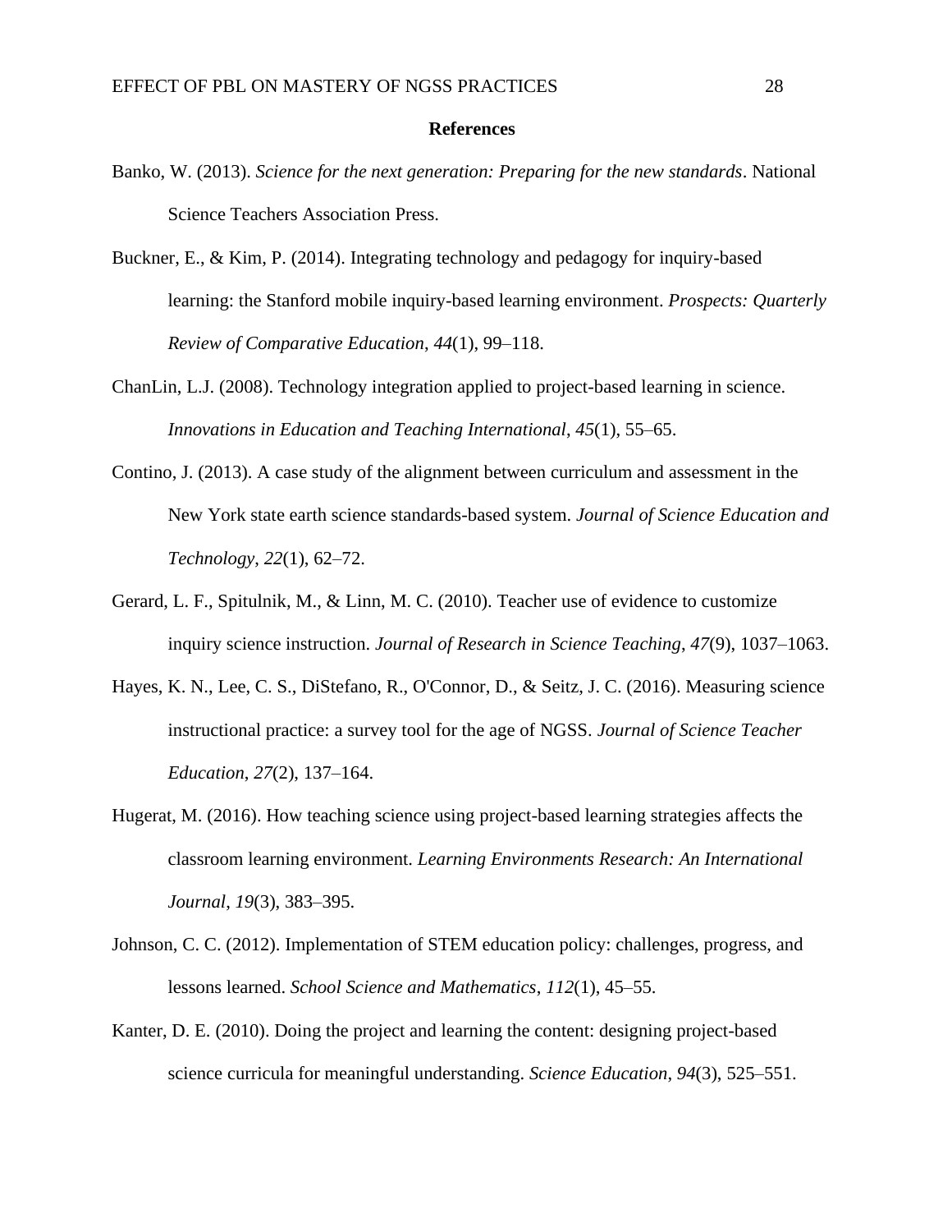## References

Banko, W. (2013). *Science for the next generation: Preparing for the new standards*. National Science Teachers Association Press.

Buckner, E., & Kim, P. (2014). Integrating technology and pedagogy for inquiry-based learning: the Stanford mobile inquiry-based learning environment. *Prospects: Quarterly Review of Comparative Education*, *44*(1), 99–118.

ChanLin, L.J. (2008). Technology integration applied to project-based learning in science. *Innovations in Education and Teaching International*, *45*(1), 55–65.

Contino, J. (2013). A case study of the alignment between curriculum and assessment in the New York state earth science standards-based system. *Journal of Science Education and Technology*, *22*(1), 62–72.

Gerard, L. F., Spitulnik, M., & Linn, M. C. (2010). Teacher use of evidence to customize inquiry science instruction. *Journal of Research in Science Teaching*, *47*(9), 1037–1063.

Hayes, K. N., Lee, C. S., DiStefano, R., O'Connor, D., & Seitz, J. C. (2016). Measuring science instructional practice: a survey tool for the age of NGSS. *Journal of Science Teacher Education*, *27*(2), 137–164.

Hugerat, M. (2016). How teaching science using project-based learning strategies affects the classroom learning environment. *Learning Environments Research: An International Journal*, *19*(3), 383–395.

Johnson, C. C. (2012). Implementation of STEM education policy: challenges, progress, and lessons learned. *School Science and Mathematics*, *112*(1), 45–55.

Kanter, D. E. (2010). Doing the project and learning the content: designing project-based science curricula for meaningful understanding. *Science Education*, *94*(3), 525–551.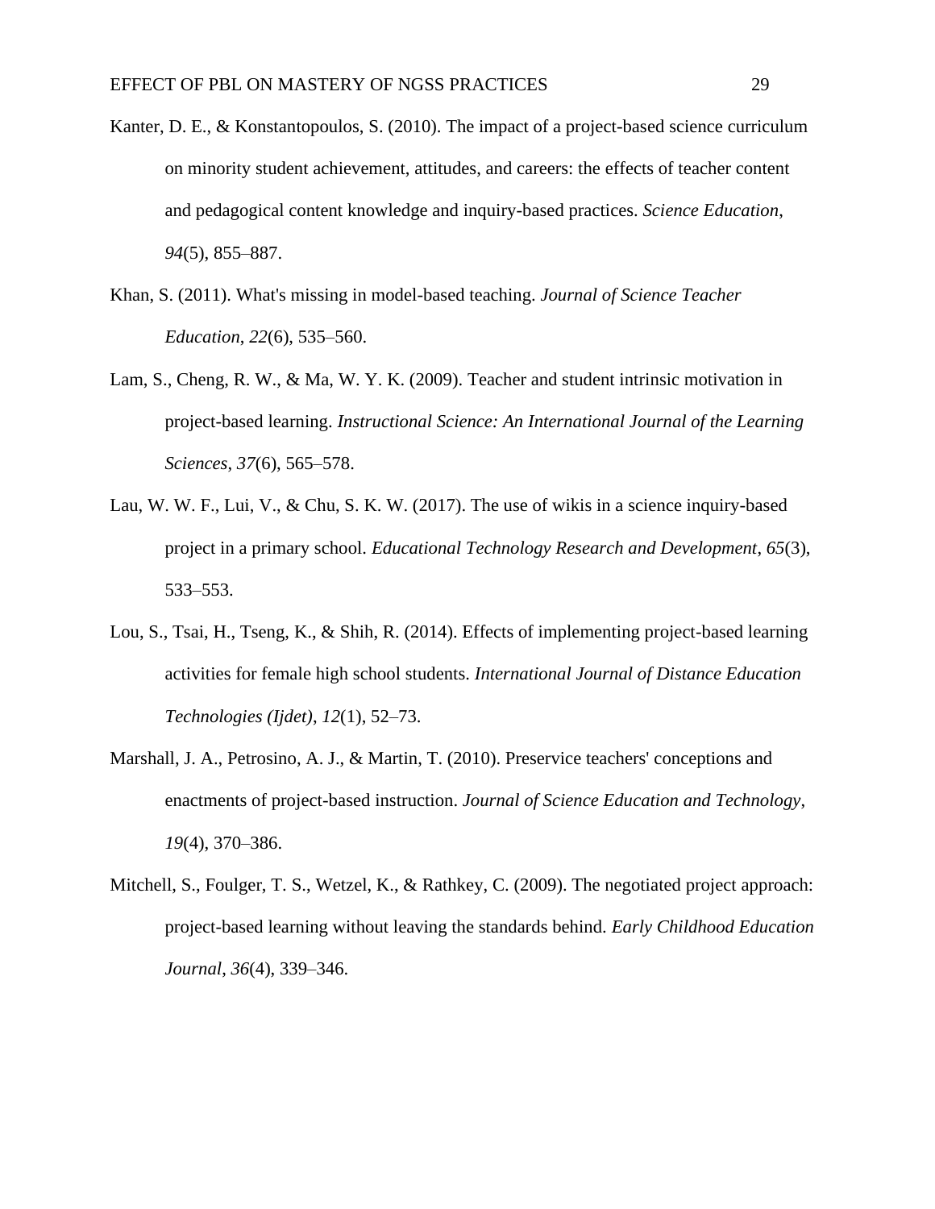Kanter, D. E., & Konstantopoulos, S. (2010). The impact of a project-based science curriculum on minority student achievement, attitudes, and careers: the effects of teacher content and pedagogical content knowledge and inquiry-based practices. *Science Education*, *94*(5), 855–887.

Khan, S. (2011). What's missing in model-based teaching. *Journal of Science Teacher Education*, *22*(6), 535–560.

Lam, S., Cheng, R. W., & Ma, W. Y. K. (2009). Teacher and student intrinsic motivation in project-based learning. *Instructional Science: An International Journal of the Learning Sciences*, *37*(6), 565–578.

Lau, W. W. F., Lui, V., & Chu, S. K. W. (2017). The use of wikis in a science inquiry-based project in a primary school. *Educational Technology Research and Development*, *65*(3), 533–553.

Lou, S., Tsai, H., Tseng, K., & Shih, R. (2014). Effects of implementing project-based learning activities for female high school students. *International Journal of Distance Education Technologies (Ijdet)*, *12*(1), 52–73.

Marshall, J. A., Petrosino, A. J., & Martin, T. (2010). Preservice teachers' conceptions and enactments of project-based instruction. *Journal of Science Education and Technology*, *19*(4), 370–386.

Mitchell, S., Foulger, T. S., Wetzel, K., & Rathkey, C. (2009). The negotiated project approach: project-based learning without leaving the standards behind. *Early Childhood Education Journal*, *36*(4), 339–346.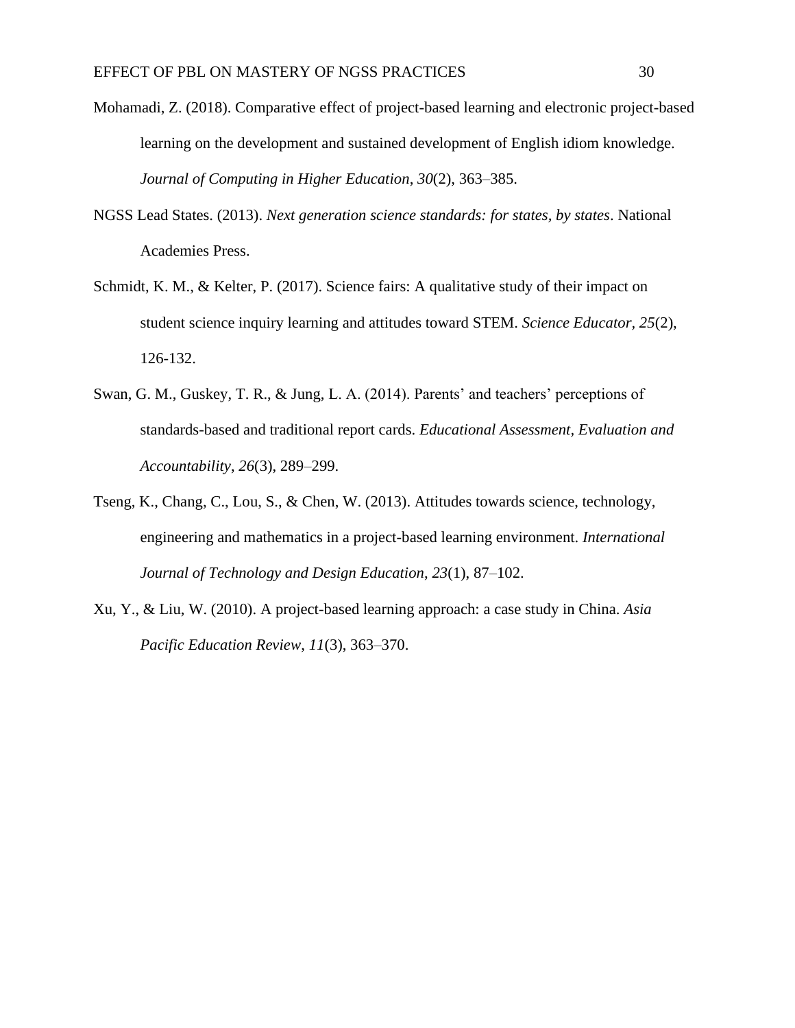Mohamadi, Z. (2018). Comparative effect of project-based learning and electronic project-based learning on the development and sustained development of English idiom knowledge. *Journal of Computing in Higher Education*, *30*(2), 363–385.

NGSS Lead States. (2013). *Next generation science standards: for states, by states*. National Academies Press.

Schmidt, K. M., & Kelter, P. (2017). Science fairs: A qualitative study of their impact on student science inquiry learning and attitudes toward STEM. *Science Educator*, *25*(2), 126-132.

Swan, G. M., Guskey, T. R., & Jung, L. A. (2014). Parents' and teachers' perceptions of standards-based and traditional report cards. *Educational Assessment, Evaluation and Accountability*, *26*(3), 289–299.

Tseng, K., Chang, C., Lou, S., & Chen, W. (2013). Attitudes towards science, technology, engineering and mathematics in a project-based learning environment. *International Journal of Technology and Design Education*, *23*(1), 87–102.

Xu, Y., & Liu, W. (2010). A project-based learning approach: a case study in China. *Asia Pacific Education Review*, *11*(3), 363–370.